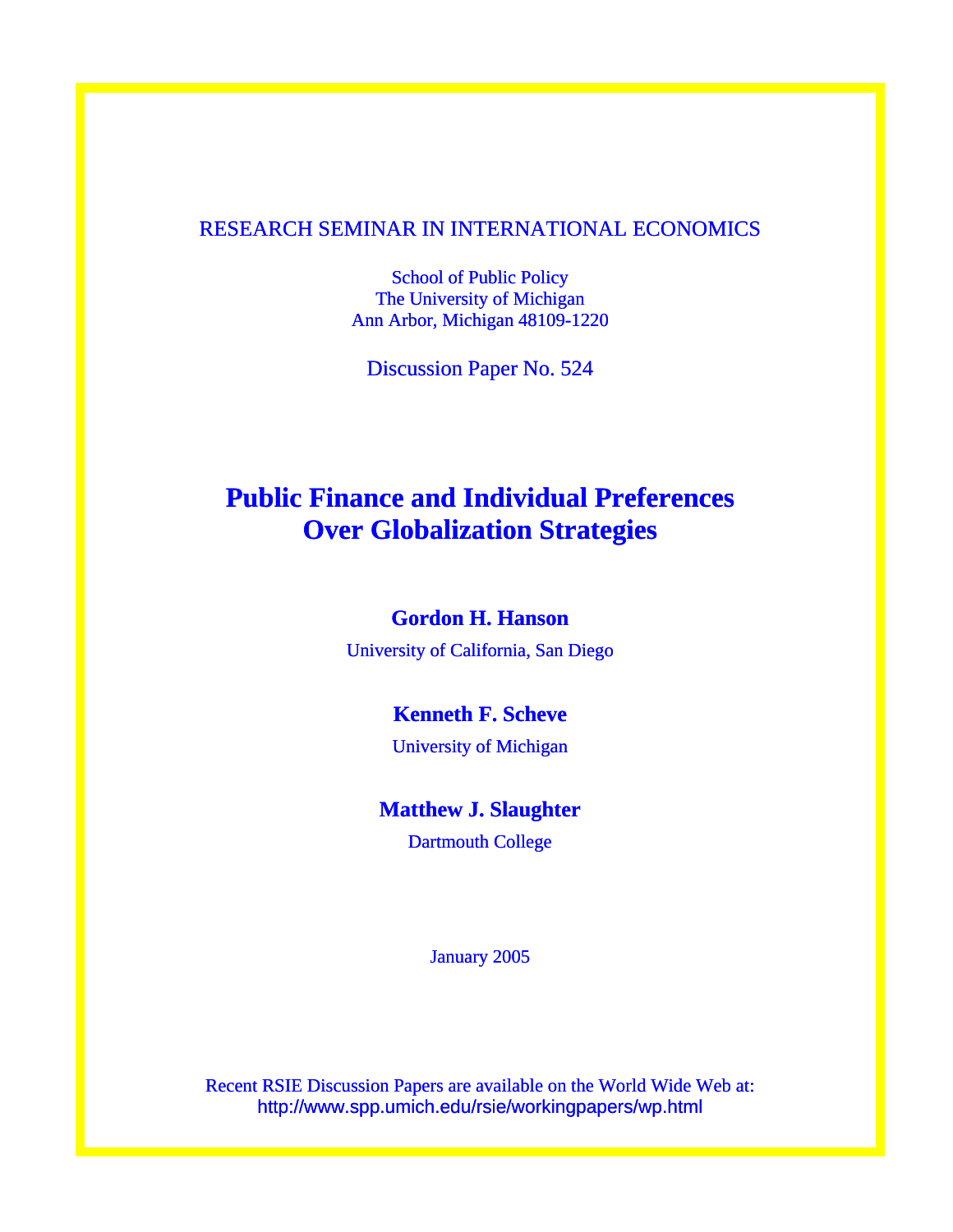RESEARCH SEMINAR IN INTERNATIONAL ECONOMICS

School of Public Policy
The University of Michigan
Ann Arbor, Michigan 48109-1220

Discussion Paper No. 524

# Public Finance and Individual Preferences Over Globalization Strategies

**Gordon H. Hanson**
University of California, San Diego

**Kenneth F. Scheve**
University of Michigan

**Matthew J. Slaughter**
Dartmouth College

January 2005

Recent RSIE Discussion Papers are available on the World Wide Web at:
http://www.spp.umich.edu/rsie/workingpapers/wp.html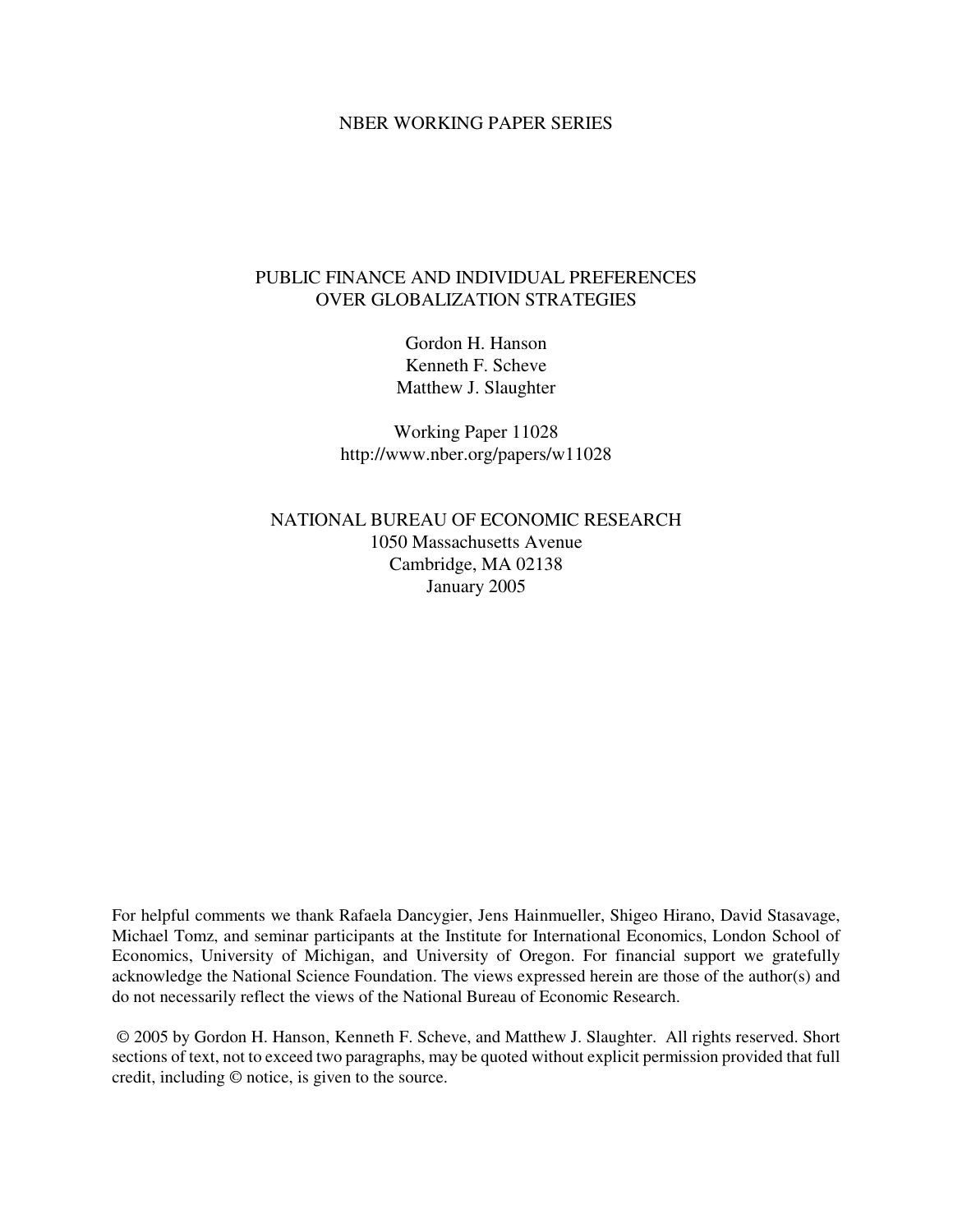NBER WORKING PAPER SERIES

# PUBLIC FINANCE AND INDIVIDUAL PREFERENCES OVER GLOBALIZATION STRATEGIES

Gordon H. Hanson
Kenneth F. Scheve
Matthew J. Slaughter

Working Paper 11028
http://www.nber.org/papers/w11028

NATIONAL BUREAU OF ECONOMIC RESEARCH
1050 Massachusetts Avenue
Cambridge, MA 02138
January 2005

For helpful comments we thank Rafaela Dancygier, Jens Hainmueller, Shigeo Hirano, David Stasavage, Michael Tomz, and seminar participants at the Institute for International Economics, London School of Economics, University of Michigan, and University of Oregon. For financial support we gratefully acknowledge the National Science Foundation. The views expressed herein are those of the author(s) and do not necessarily reflect the views of the National Bureau of Economic Research.

© 2005 by Gordon H. Hanson, Kenneth F. Scheve, and Matthew J. Slaughter. All rights reserved. Short sections of text, not to exceed two paragraphs, may be quoted without explicit permission provided that full credit, including © notice, is given to the source.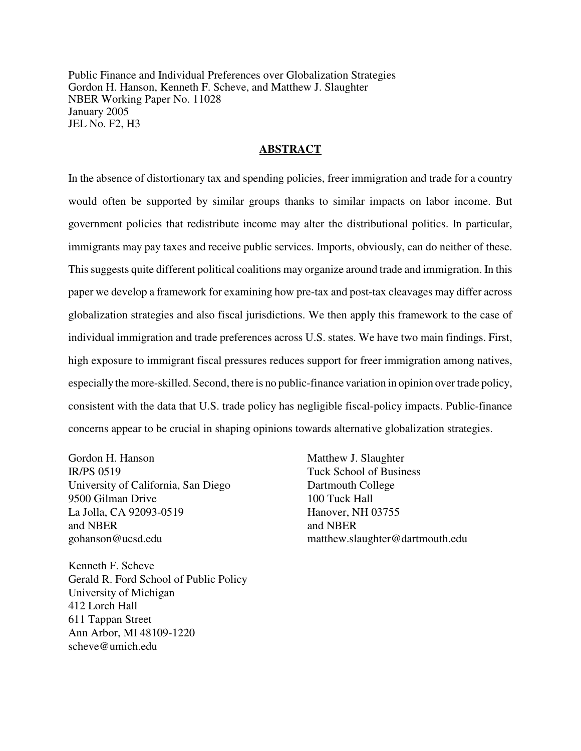Public Finance and Individual Preferences over Globalization Strategies
Gordon H. Hanson, Kenneth F. Scheve, and Matthew J. Slaughter
NBER Working Paper No. 11028
January 2005
JEL No. F2, H3

## ABSTRACT

In the absence of distortionary tax and spending policies, freer immigration and trade for a country would often be supported by similar groups thanks to similar impacts on labor income. But government policies that redistribute income may alter the distributional politics. In particular, immigrants may pay taxes and receive public services. Imports, obviously, can do neither of these. This suggests quite different political coalitions may organize around trade and immigration. In this paper we develop a framework for examining how pre-tax and post-tax cleavages may differ across globalization strategies and also fiscal jurisdictions. We then apply this framework to the case of individual immigration and trade preferences across U.S. states. We have two main findings. First, high exposure to immigrant fiscal pressures reduces support for freer immigration among natives, especially the more-skilled. Second, there is no public-finance variation in opinion over trade policy, consistent with the data that U.S. trade policy has negligible fiscal-policy impacts. Public-finance concerns appear to be crucial in shaping opinions towards alternative globalization strategies.

Gordon H. Hanson
IR/PS 0519
University of California, San Diego
9500 Gilman Drive
La Jolla, CA 92093-0519
and NBER
gohanson@ucsd.edu

Matthew J. Slaughter
Tuck School of Business
Dartmouth College
100 Tuck Hall
Hanover, NH 03755
and NBER
matthew.slaughter@dartmouth.edu

Kenneth F. Scheve
Gerald R. Ford School of Public Policy
University of Michigan
412 Lorch Hall
611 Tappan Street
Ann Arbor, MI 48109-1220
scheve@umich.edu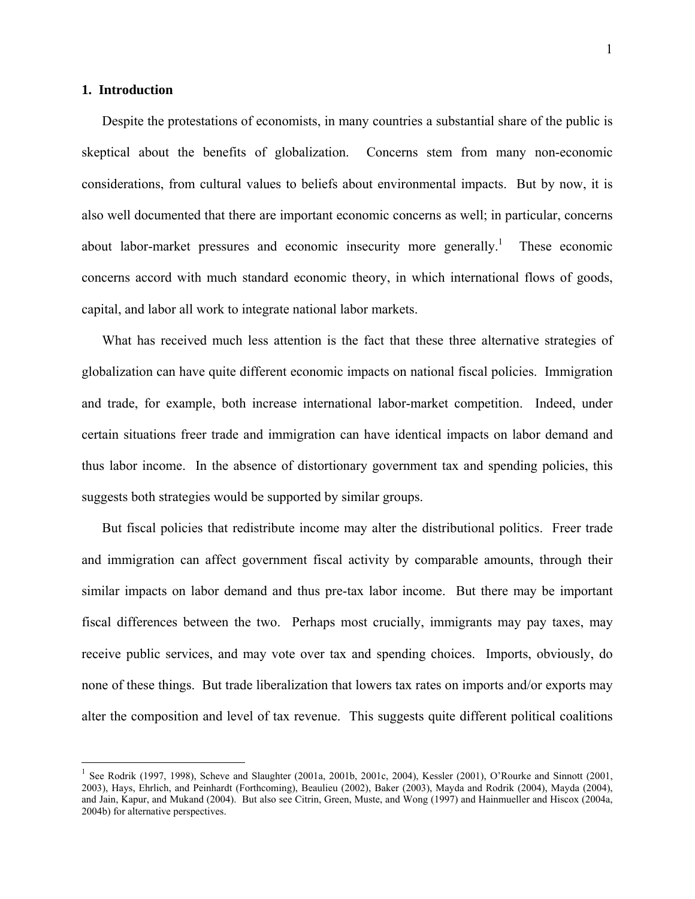## 1. Introduction

Despite the protestations of economists, in many countries a substantial share of the public is skeptical about the benefits of globalization. Concerns stem from many non-economic considerations, from cultural values to beliefs about environmental impacts. But by now, it is also well documented that there are important economic concerns as well; in particular, concerns about labor-market pressures and economic insecurity more generally.[1] These economic concerns accord with much standard economic theory, in which international flows of goods, capital, and labor all work to integrate national labor markets.

What has received much less attention is the fact that these three alternative strategies of globalization can have quite different economic impacts on national fiscal policies. Immigration and trade, for example, both increase international labor-market competition. Indeed, under certain situations freer trade and immigration can have identical impacts on labor demand and thus labor income. In the absence of distortionary government tax and spending policies, this suggests both strategies would be supported by similar groups.

But fiscal policies that redistribute income may alter the distributional politics. Freer trade and immigration can affect government fiscal activity by comparable amounts, through their similar impacts on labor demand and thus pre-tax labor income. But there may be important fiscal differences between the two. Perhaps most crucially, immigrants may pay taxes, may receive public services, and may vote over tax and spending choices. Imports, obviously, do none of these things. But trade liberalization that lowers tax rates on imports and/or exports may alter the composition and level of tax revenue. This suggests quite different political coalitions

[1] See Rodrik (1997, 1998), Scheve and Slaughter (2001a, 2001b, 2001c, 2004), Kessler (2001), O'Rourke and Sinnott (2001, 2003), Hays, Ehrlich, and Peinhardt (Forthcoming), Beaulieu (2002), Baker (2003), Mayda and Rodrik (2004), Mayda (2004), and Jain, Kapur, and Mukand (2004). But also see Citrin, Green, Muste, and Wong (1997) and Hainmueller and Hiscox (2004a, 2004b) for alternative perspectives.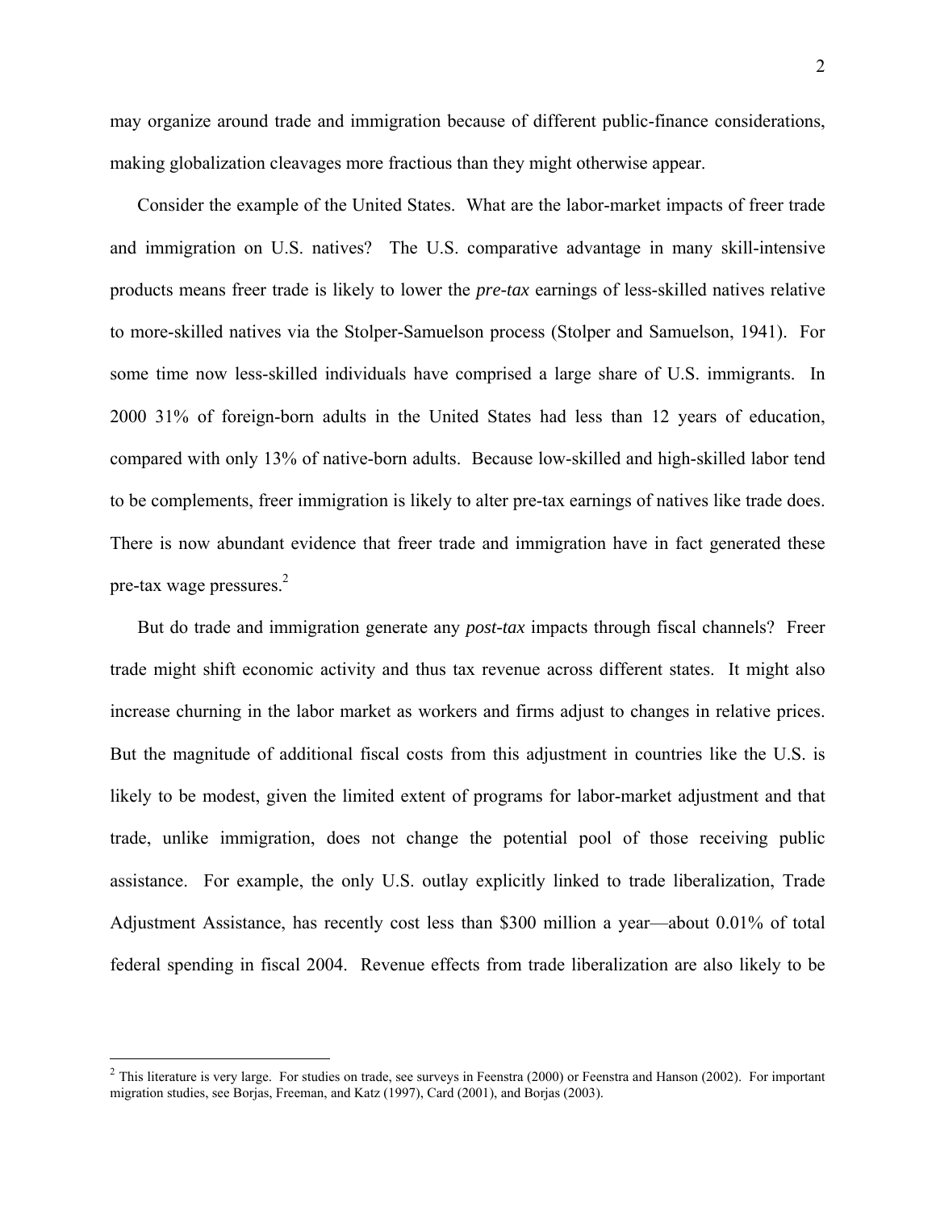may organize around trade and immigration because of different public-finance considerations, making globalization cleavages more fractious than they might otherwise appear.

Consider the example of the United States. What are the labor-market impacts of freer trade and immigration on U.S. natives? The U.S. comparative advantage in many skill-intensive products means freer trade is likely to lower the *pre-tax* earnings of less-skilled natives relative to more-skilled natives via the Stolper-Samuelson process (Stolper and Samuelson, 1941). For some time now less-skilled individuals have comprised a large share of U.S. immigrants. In 2000 31% of foreign-born adults in the United States had less than 12 years of education, compared with only 13% of native-born adults. Because low-skilled and high-skilled labor tend to be complements, freer immigration is likely to alter pre-tax earnings of natives like trade does. There is now abundant evidence that freer trade and immigration have in fact generated these pre-tax wage pressures.[2]

But do trade and immigration generate any *post-tax* impacts through fiscal channels? Freer trade might shift economic activity and thus tax revenue across different states. It might also increase churning in the labor market as workers and firms adjust to changes in relative prices. But the magnitude of additional fiscal costs from this adjustment in countries like the U.S. is likely to be modest, given the limited extent of programs for labor-market adjustment and that trade, unlike immigration, does not change the potential pool of those receiving public assistance. For example, the only U.S. outlay explicitly linked to trade liberalization, Trade Adjustment Assistance, has recently cost less than \$300 million a year—about 0.01% of total federal spending in fiscal 2004. Revenue effects from trade liberalization are also likely to be

[2] This literature is very large. For studies on trade, see surveys in Feenstra (2000) or Feenstra and Hanson (2002). For important migration studies, see Borjas, Freeman, and Katz (1997), Card (2001), and Borjas (2003).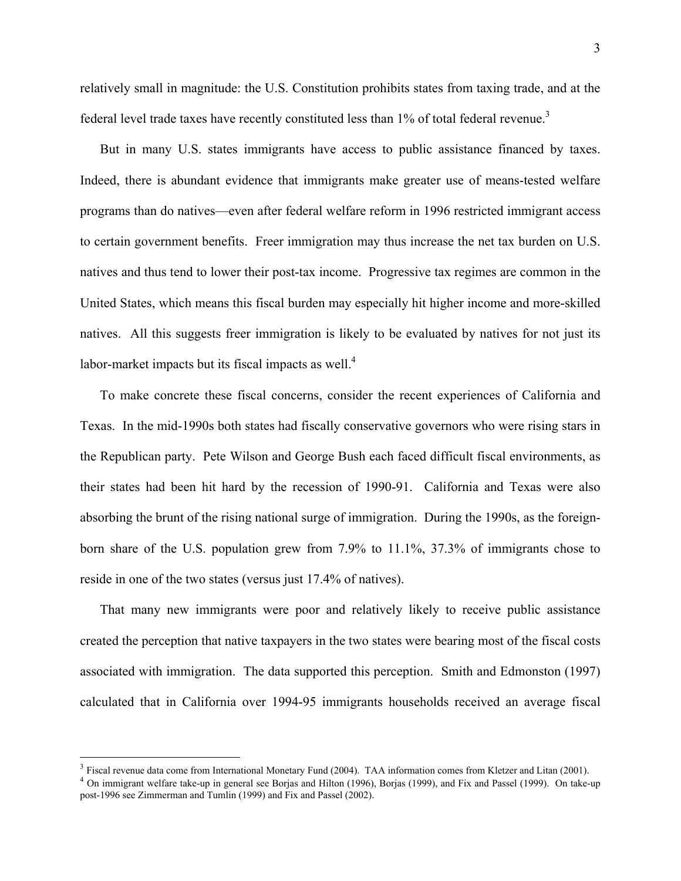relatively small in magnitude: the U.S. Constitution prohibits states from taxing trade, and at the federal level trade taxes have recently constituted less than 1% of total federal revenue.[3]

But in many U.S. states immigrants have access to public assistance financed by taxes. Indeed, there is abundant evidence that immigrants make greater use of means-tested welfare programs than do natives—even after federal welfare reform in 1996 restricted immigrant access to certain government benefits. Freer immigration may thus increase the net tax burden on U.S. natives and thus tend to lower their post-tax income. Progressive tax regimes are common in the United States, which means this fiscal burden may especially hit higher income and more-skilled natives. All this suggests freer immigration is likely to be evaluated by natives for not just its labor-market impacts but its fiscal impacts as well.[4]

To make concrete these fiscal concerns, consider the recent experiences of California and Texas. In the mid-1990s both states had fiscally conservative governors who were rising stars in the Republican party. Pete Wilson and George Bush each faced difficult fiscal environments, as their states had been hit hard by the recession of 1990-91. California and Texas were also absorbing the brunt of the rising national surge of immigration. During the 1990s, as the foreign-born share of the U.S. population grew from 7.9% to 11.1%, 37.3% of immigrants chose to reside in one of the two states (versus just 17.4% of natives).

That many new immigrants were poor and relatively likely to receive public assistance created the perception that native taxpayers in the two states were bearing most of the fiscal costs associated with immigration. The data supported this perception. Smith and Edmonston (1997) calculated that in California over 1994-95 immigrants households received an average fiscal

[3] Fiscal revenue data come from International Monetary Fund (2004). TAA information comes from Kletzer and Litan (2001).

[4] On immigrant welfare take-up in general see Borjas and Hilton (1996), Borjas (1999), and Fix and Passel (1999). On take-up post-1996 see Zimmerman and Tumlin (1999) and Fix and Passel (2002).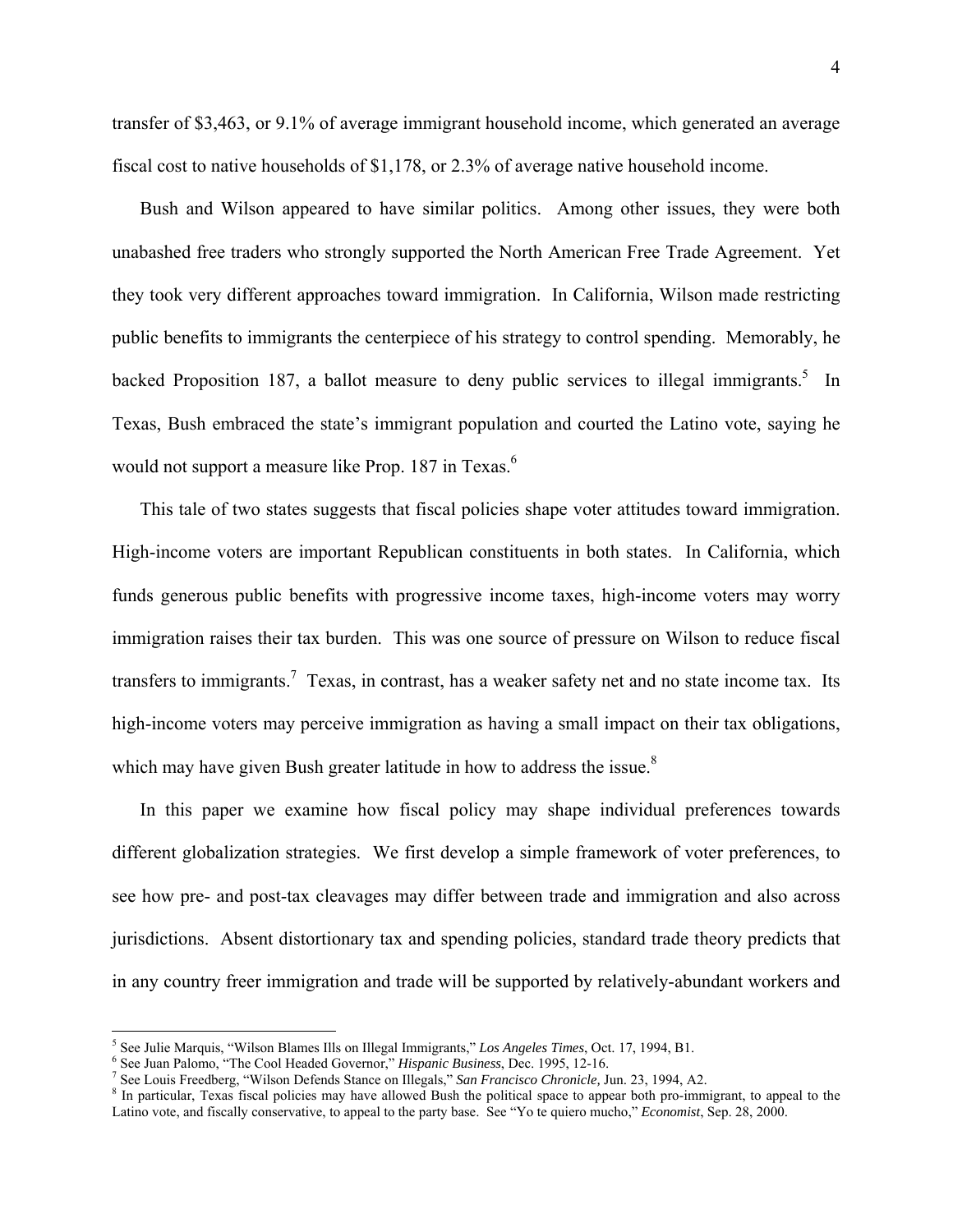transfer of $3,463, or 9.1% of average immigrant household income, which generated an average fiscal cost to native households of $1,178, or 2.3% of average native household income.

Bush and Wilson appeared to have similar politics. Among other issues, they were both unabashed free traders who strongly supported the North American Free Trade Agreement. Yet they took very different approaches toward immigration. In California, Wilson made restricting public benefits to immigrants the centerpiece of his strategy to control spending. Memorably, he backed Proposition 187, a ballot measure to deny public services to illegal immigrants.[5] In Texas, Bush embraced the state's immigrant population and courted the Latino vote, saying he would not support a measure like Prop. 187 in Texas.[6]

This tale of two states suggests that fiscal policies shape voter attitudes toward immigration. High-income voters are important Republican constituents in both states. In California, which funds generous public benefits with progressive income taxes, high-income voters may worry immigration raises their tax burden. This was one source of pressure on Wilson to reduce fiscal transfers to immigrants.[7] Texas, in contrast, has a weaker safety net and no state income tax. Its high-income voters may perceive immigration as having a small impact on their tax obligations, which may have given Bush greater latitude in how to address the issue.[8]

In this paper we examine how fiscal policy may shape individual preferences towards different globalization strategies. We first develop a simple framework of voter preferences, to see how pre- and post-tax cleavages may differ between trade and immigration and also across jurisdictions. Absent distortionary tax and spending policies, standard trade theory predicts that in any country freer immigration and trade will be supported by relatively-abundant workers and

---

[5] See Julie Marquis, "Wilson Blames Ills on Illegal Immigrants," *Los Angeles Times*, Oct. 17, 1994, B1.

[6] See Juan Palomo, "The Cool Headed Governor," *Hispanic Business*, Dec. 1995, 12-16.

[7] See Louis Freedberg, "Wilson Defends Stance on Illegals," *San Francisco Chronicle,* Jun. 23, 1994, A2.

[8] In particular, Texas fiscal policies may have allowed Bush the political space to appear both pro-immigrant, to appeal to the Latino vote, and fiscally conservative, to appeal to the party base. See "Yo te quiero mucho," *Economist*, Sep. 28, 2000.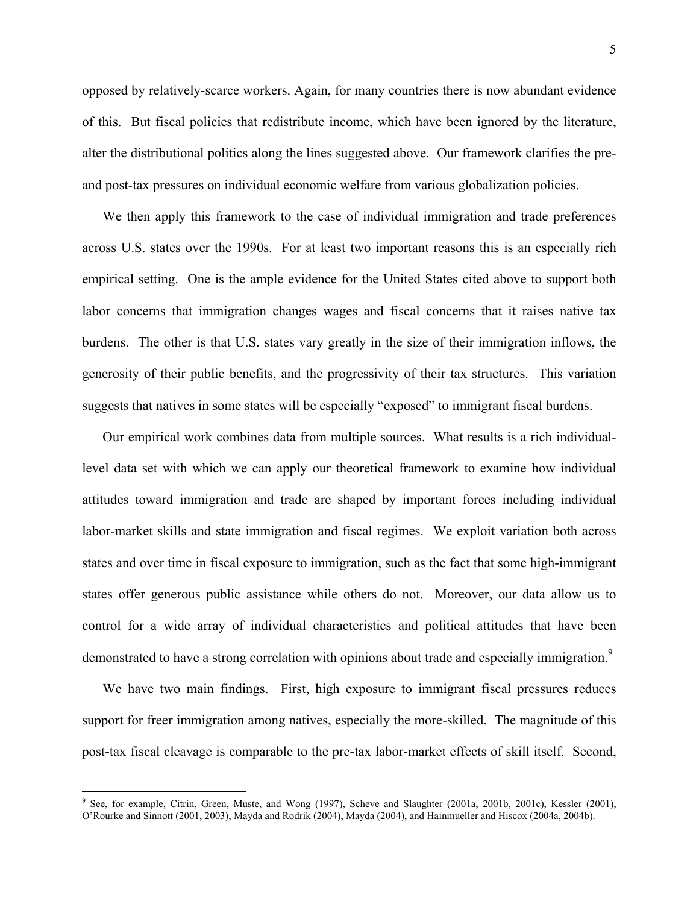opposed by relatively-scarce workers. Again, for many countries there is now abundant evidence of this. But fiscal policies that redistribute income, which have been ignored by the literature, alter the distributional politics along the lines suggested above. Our framework clarifies the pre- and post-tax pressures on individual economic welfare from various globalization policies.

We then apply this framework to the case of individual immigration and trade preferences across U.S. states over the 1990s. For at least two important reasons this is an especially rich empirical setting. One is the ample evidence for the United States cited above to support both labor concerns that immigration changes wages and fiscal concerns that it raises native tax burdens. The other is that U.S. states vary greatly in the size of their immigration inflows, the generosity of their public benefits, and the progressivity of their tax structures. This variation suggests that natives in some states will be especially "exposed" to immigrant fiscal burdens.

Our empirical work combines data from multiple sources. What results is a rich individual-level data set with which we can apply our theoretical framework to examine how individual attitudes toward immigration and trade are shaped by important forces including individual labor-market skills and state immigration and fiscal regimes. We exploit variation both across states and over time in fiscal exposure to immigration, such as the fact that some high-immigrant states offer generous public assistance while others do not. Moreover, our data allow us to control for a wide array of individual characteristics and political attitudes that have been demonstrated to have a strong correlation with opinions about trade and especially immigration.[9]

We have two main findings. First, high exposure to immigrant fiscal pressures reduces support for freer immigration among natives, especially the more-skilled. The magnitude of this post-tax fiscal cleavage is comparable to the pre-tax labor-market effects of skill itself. Second,

[9] See, for example, Citrin, Green, Muste, and Wong (1997), Scheve and Slaughter (2001a, 2001b, 2001c), Kessler (2001), O'Rourke and Sinnott (2001, 2003), Mayda and Rodrik (2004), Mayda (2004), and Hainmueller and Hiscox (2004a, 2004b).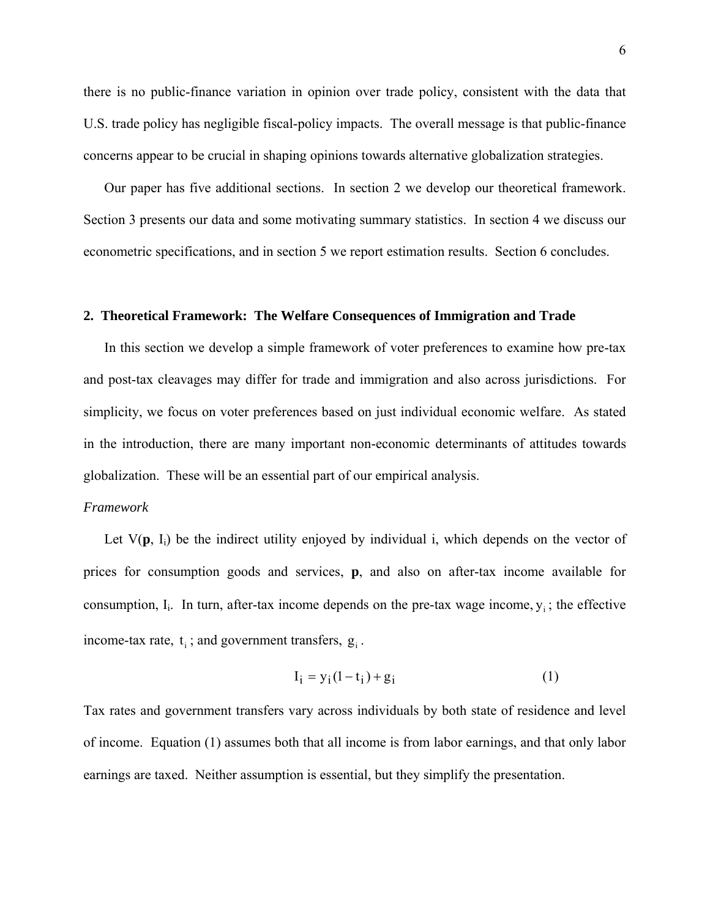there is no public-finance variation in opinion over trade policy, consistent with the data that U.S. trade policy has negligible fiscal-policy impacts. The overall message is that public-finance concerns appear to be crucial in shaping opinions towards alternative globalization strategies.

Our paper has five additional sections. In section 2 we develop our theoretical framework. Section 3 presents our data and some motivating summary statistics. In section 4 we discuss our econometric specifications, and in section 5 we report estimation results. Section 6 concludes.

## 2. Theoretical Framework: The Welfare Consequences of Immigration and Trade

In this section we develop a simple framework of voter preferences to examine how pre-tax and post-tax cleavages may differ for trade and immigration and also across jurisdictions. For simplicity, we focus on voter preferences based on just individual economic welfare. As stated in the introduction, there are many important non-economic determinants of attitudes towards globalization. These will be an essential part of our empirical analysis.

*Framework*

Let $V(\mathbf{p}, I_i)$ be the indirect utility enjoyed by individual i, which depends on the vector of prices for consumption goods and services, $\mathbf{p}$, and also on after-tax income available for consumption, $I_i$. In turn, after-tax income depends on the pre-tax wage income, $y_i$; the effective income-tax rate, $t_i$; and government transfers, $g_i$.

$$I_i = y_i(1 - t_i) + g_i \qquad (1)$$

Tax rates and government transfers vary across individuals by both state of residence and level of income. Equation (1) assumes both that all income is from labor earnings, and that only labor earnings are taxed. Neither assumption is essential, but they simplify the presentation.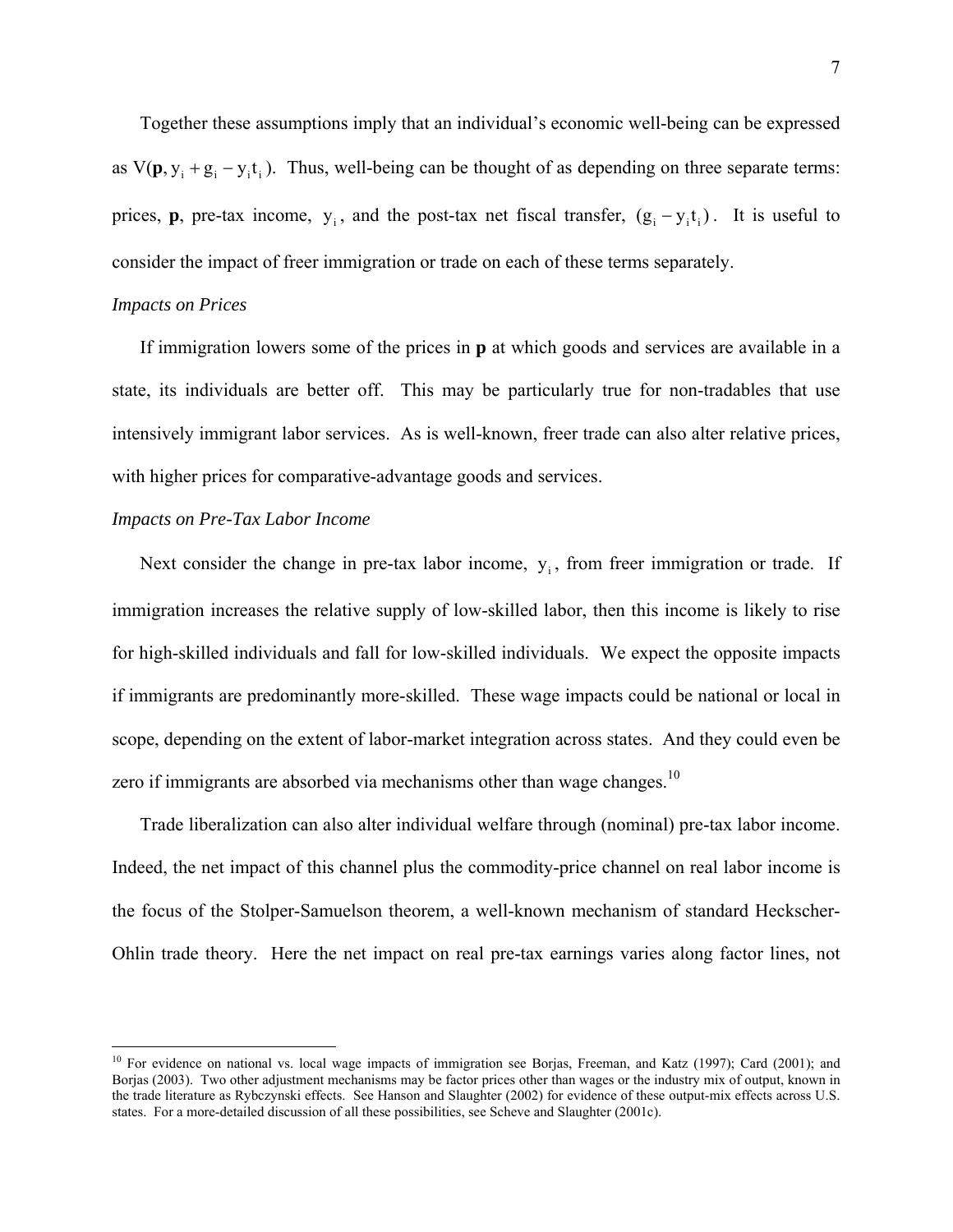Together these assumptions imply that an individual's economic well-being can be expressed as $V(\mathbf{p}, y_i + g_i - y_i t_i)$. Thus, well-being can be thought of as depending on three separate terms: prices, **p**, pre-tax income, $y_i$, and the post-tax net fiscal transfer, $(g_i - y_i t_i)$. It is useful to consider the impact of freer immigration or trade on each of these terms separately.

*Impacts on Prices*

If immigration lowers some of the prices in **p** at which goods and services are available in a state, its individuals are better off. This may be particularly true for non-tradables that use intensively immigrant labor services. As is well-known, freer trade can also alter relative prices, with higher prices for comparative-advantage goods and services.

*Impacts on Pre-Tax Labor Income*

Next consider the change in pre-tax labor income, $y_i$, from freer immigration or trade. If immigration increases the relative supply of low-skilled labor, then this income is likely to rise for high-skilled individuals and fall for low-skilled individuals. We expect the opposite impacts if immigrants are predominantly more-skilled. These wage impacts could be national or local in scope, depending on the extent of labor-market integration across states. And they could even be zero if immigrants are absorbed via mechanisms other than wage changes.[10]

Trade liberalization can also alter individual welfare through (nominal) pre-tax labor income. Indeed, the net impact of this channel plus the commodity-price channel on real labor income is the focus of the Stolper-Samuelson theorem, a well-known mechanism of standard Heckscher-Ohlin trade theory. Here the net impact on real pre-tax earnings varies along factor lines, not

[10] For evidence on national vs. local wage impacts of immigration see Borjas, Freeman, and Katz (1997); Card (2001); and Borjas (2003). Two other adjustment mechanisms may be factor prices other than wages or the industry mix of output, known in the trade literature as Rybczynski effects. See Hanson and Slaughter (2002) for evidence of these output-mix effects across U.S. states. For a more-detailed discussion of all these possibilities, see Scheve and Slaughter (2001c).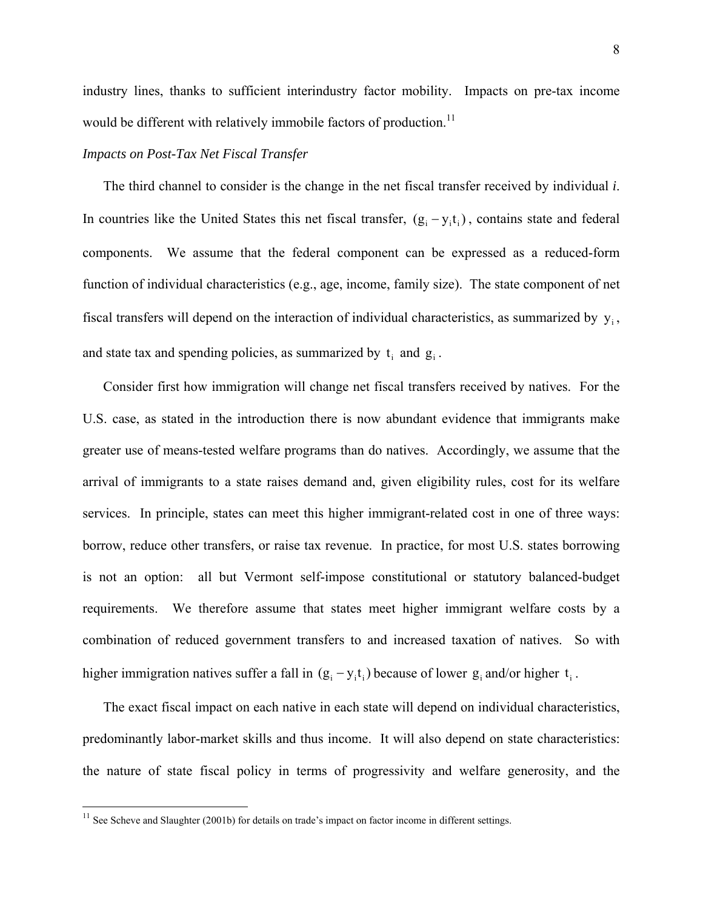industry lines, thanks to sufficient interindustry factor mobility. Impacts on pre-tax income would be different with relatively immobile factors of production.[11]

*Impacts on Post-Tax Net Fiscal Transfer*

The third channel to consider is the change in the net fiscal transfer received by individual *i*. In countries like the United States this net fiscal transfer, $(g_i - y_i t_i)$, contains state and federal components. We assume that the federal component can be expressed as a reduced-form function of individual characteristics (e.g., age, income, family size). The state component of net fiscal transfers will depend on the interaction of individual characteristics, as summarized by $y_i$, and state tax and spending policies, as summarized by $t_i$ and $g_i$.

Consider first how immigration will change net fiscal transfers received by natives. For the U.S. case, as stated in the introduction there is now abundant evidence that immigrants make greater use of means-tested welfare programs than do natives. Accordingly, we assume that the arrival of immigrants to a state raises demand and, given eligibility rules, cost for its welfare services. In principle, states can meet this higher immigrant-related cost in one of three ways: borrow, reduce other transfers, or raise tax revenue. In practice, for most U.S. states borrowing is not an option: all but Vermont self-impose constitutional or statutory balanced-budget requirements. We therefore assume that states meet higher immigrant welfare costs by a combination of reduced government transfers to and increased taxation of natives. So with higher immigration natives suffer a fall in $(g_i - y_i t_i)$ because of lower $g_i$ and/or higher $t_i$.

The exact fiscal impact on each native in each state will depend on individual characteristics, predominantly labor-market skills and thus income. It will also depend on state characteristics: the nature of state fiscal policy in terms of progressivity and welfare generosity, and the

[11] See Scheve and Slaughter (2001b) for details on trade's impact on factor income in different settings.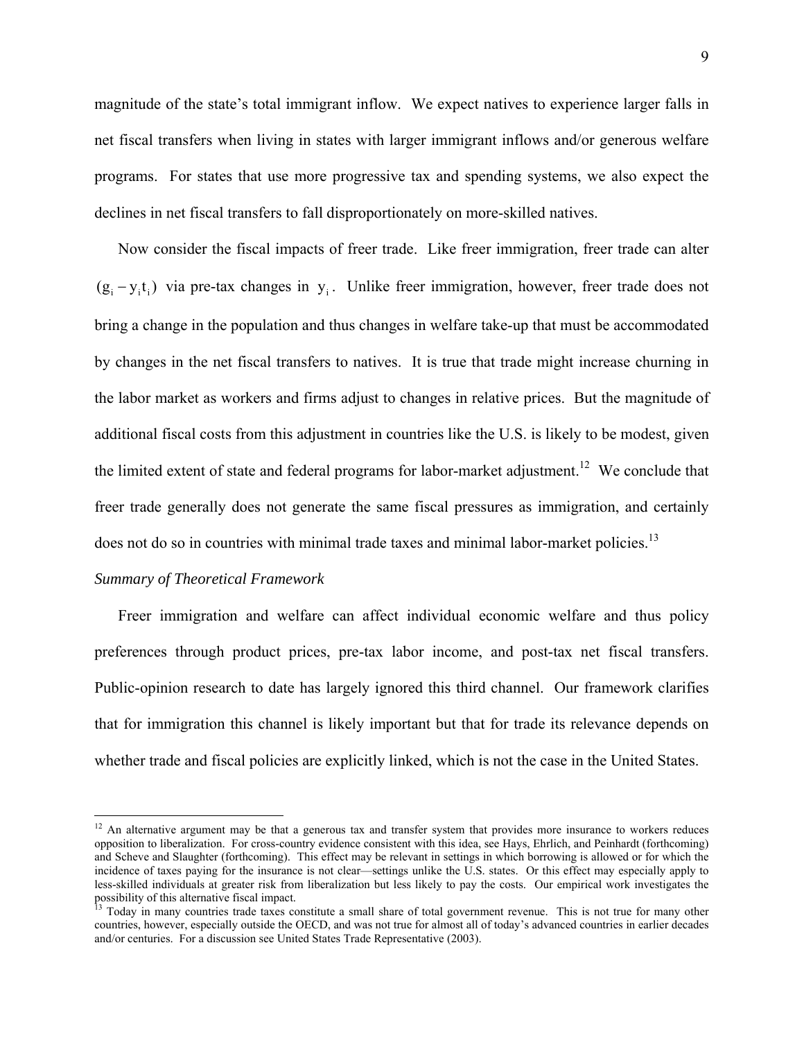magnitude of the state's total immigrant inflow. We expect natives to experience larger falls in net fiscal transfers when living in states with larger immigrant inflows and/or generous welfare programs. For states that use more progressive tax and spending systems, we also expect the declines in net fiscal transfers to fall disproportionately on more-skilled natives.

Now consider the fiscal impacts of freer trade. Like freer immigration, freer trade can alter $(g_i - y_i t_i)$ via pre-tax changes in $y_i$. Unlike freer immigration, however, freer trade does not bring a change in the population and thus changes in welfare take-up that must be accommodated by changes in the net fiscal transfers to natives. It is true that trade might increase churning in the labor market as workers and firms adjust to changes in relative prices. But the magnitude of additional fiscal costs from this adjustment in countries like the U.S. is likely to be modest, given the limited extent of state and federal programs for labor-market adjustment.[12] We conclude that freer trade generally does not generate the same fiscal pressures as immigration, and certainly does not do so in countries with minimal trade taxes and minimal labor-market policies.[13]

*Summary of Theoretical Framework*

Freer immigration and welfare can affect individual economic welfare and thus policy preferences through product prices, pre-tax labor income, and post-tax net fiscal transfers. Public-opinion research to date has largely ignored this third channel. Our framework clarifies that for immigration this channel is likely important but that for trade its relevance depends on whether trade and fiscal policies are explicitly linked, which is not the case in the United States.

[12] An alternative argument may be that a generous tax and transfer system that provides more insurance to workers reduces opposition to liberalization. For cross-country evidence consistent with this idea, see Hays, Ehrlich, and Peinhardt (forthcoming) and Scheve and Slaughter (forthcoming). This effect may be relevant in settings in which borrowing is allowed or for which the incidence of taxes paying for the insurance is not clear—settings unlike the U.S. states. Or this effect may especially apply to less-skilled individuals at greater risk from liberalization but less likely to pay the costs. Our empirical work investigates the possibility of this alternative fiscal impact.

[13] Today in many countries trade taxes constitute a small share of total government revenue. This is not true for many other countries, however, especially outside the OECD, and was not true for almost all of today's advanced countries in earlier decades and/or centuries. For a discussion see United States Trade Representative (2003).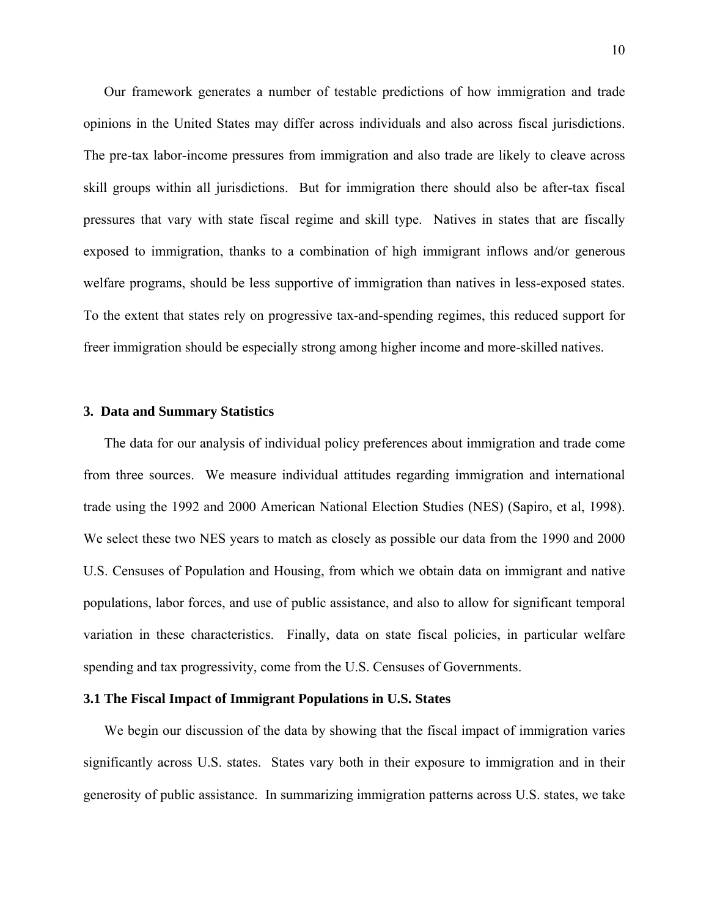Our framework generates a number of testable predictions of how immigration and trade opinions in the United States may differ across individuals and also across fiscal jurisdictions. The pre-tax labor-income pressures from immigration and also trade are likely to cleave across skill groups within all jurisdictions. But for immigration there should also be after-tax fiscal pressures that vary with state fiscal regime and skill type. Natives in states that are fiscally exposed to immigration, thanks to a combination of high immigrant inflows and/or generous welfare programs, should be less supportive of immigration than natives in less-exposed states. To the extent that states rely on progressive tax-and-spending regimes, this reduced support for freer immigration should be especially strong among higher income and more-skilled natives.

## 3. Data and Summary Statistics

The data for our analysis of individual policy preferences about immigration and trade come from three sources. We measure individual attitudes regarding immigration and international trade using the 1992 and 2000 American National Election Studies (NES) (Sapiro, et al, 1998). We select these two NES years to match as closely as possible our data from the 1990 and 2000 U.S. Censuses of Population and Housing, from which we obtain data on immigrant and native populations, labor forces, and use of public assistance, and also to allow for significant temporal variation in these characteristics. Finally, data on state fiscal policies, in particular welfare spending and tax progressivity, come from the U.S. Censuses of Governments.

### 3.1 The Fiscal Impact of Immigrant Populations in U.S. States

We begin our discussion of the data by showing that the fiscal impact of immigration varies significantly across U.S. states. States vary both in their exposure to immigration and in their generosity of public assistance. In summarizing immigration patterns across U.S. states, we take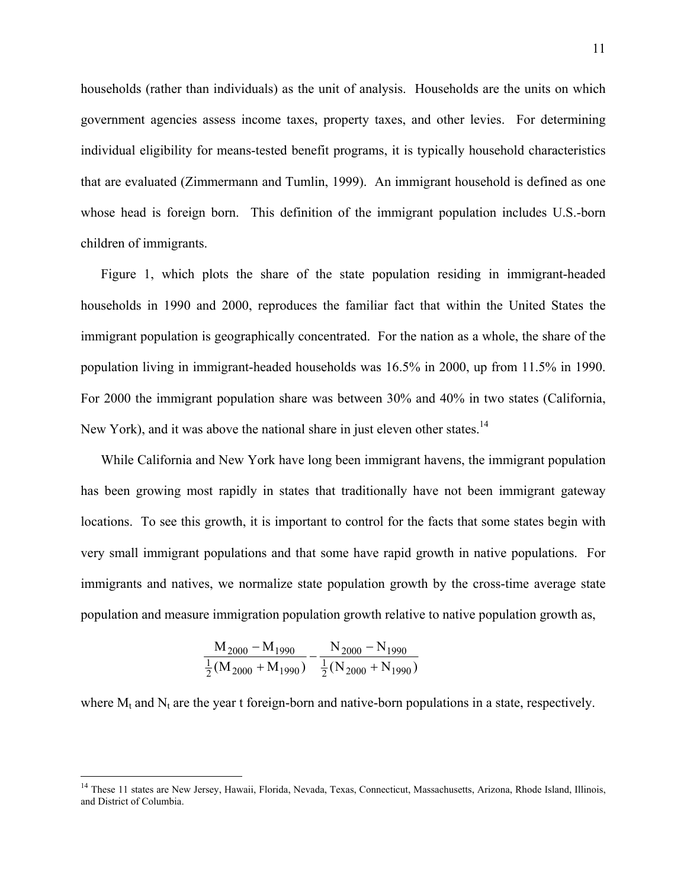households (rather than individuals) as the unit of analysis. Households are the units on which government agencies assess income taxes, property taxes, and other levies. For determining individual eligibility for means-tested benefit programs, it is typically household characteristics that are evaluated (Zimmermann and Tumlin, 1999). An immigrant household is defined as one whose head is foreign born. This definition of the immigrant population includes U.S.-born children of immigrants.

Figure 1, which plots the share of the state population residing in immigrant-headed households in 1990 and 2000, reproduces the familiar fact that within the United States the immigrant population is geographically concentrated. For the nation as a whole, the share of the population living in immigrant-headed households was 16.5% in 2000, up from 11.5% in 1990. For 2000 the immigrant population share was between 30% and 40% in two states (California, New York), and it was above the national share in just eleven other states.[14]

While California and New York have long been immigrant havens, the immigrant population has been growing most rapidly in states that traditionally have not been immigrant gateway locations. To see this growth, it is important to control for the facts that some states begin with very small immigrant populations and that some have rapid growth in native populations. For immigrants and natives, we normalize state population growth by the cross-time average state population and measure immigration population growth relative to native population growth as,

$$\frac{M_{2000} - M_{1990}}{\frac{1}{2}(M_{2000} + M_{1990})} - \frac{N_{2000} - N_{1990}}{\frac{1}{2}(N_{2000} + N_{1990})}$$

where $M_t$ and $N_t$ are the year t foreign-born and native-born populations in a state, respectively.

[14] These 11 states are New Jersey, Hawaii, Florida, Nevada, Texas, Connecticut, Massachusetts, Arizona, Rhode Island, Illinois, and District of Columbia.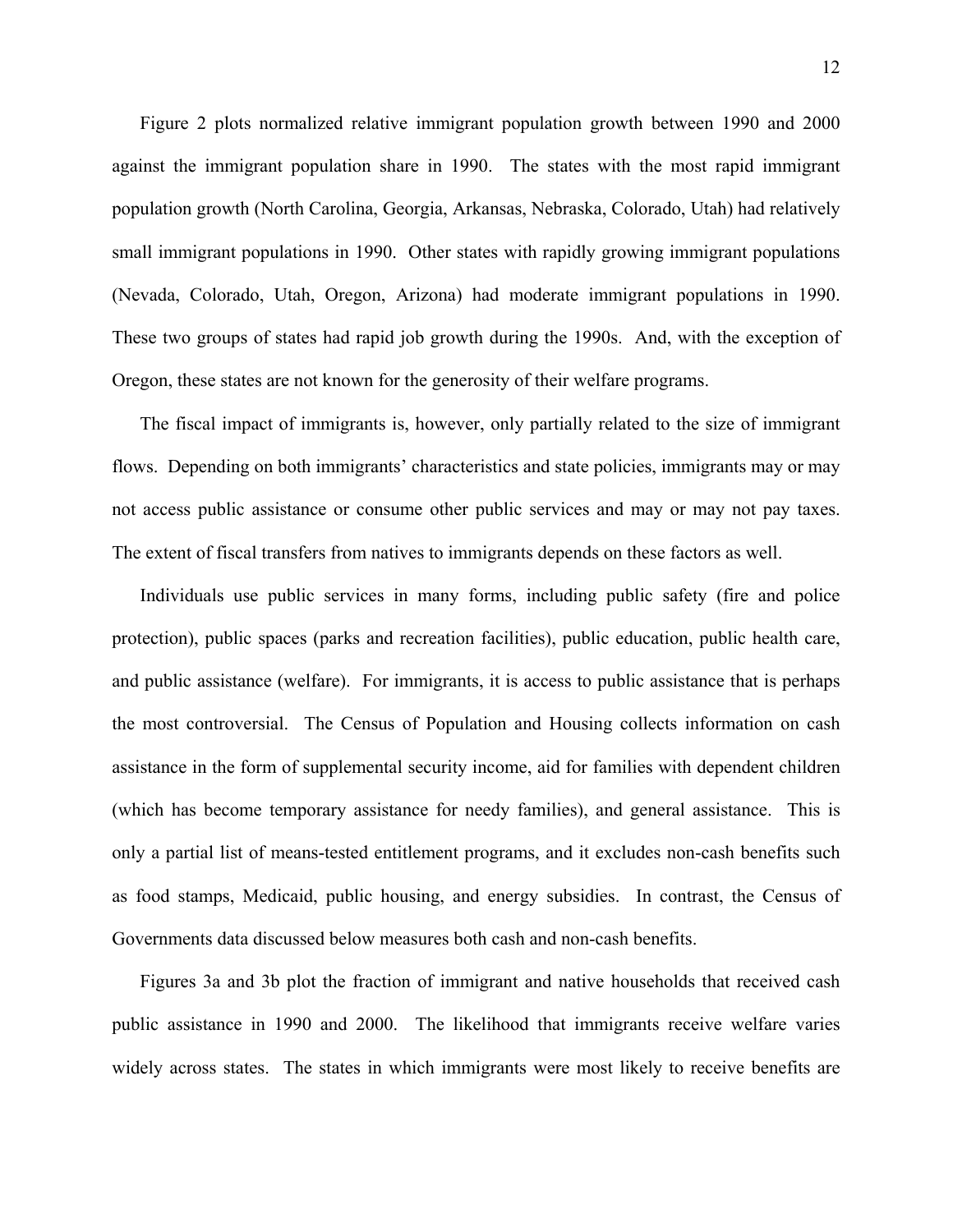Figure 2 plots normalized relative immigrant population growth between 1990 and 2000 against the immigrant population share in 1990. The states with the most rapid immigrant population growth (North Carolina, Georgia, Arkansas, Nebraska, Colorado, Utah) had relatively small immigrant populations in 1990. Other states with rapidly growing immigrant populations (Nevada, Colorado, Utah, Oregon, Arizona) had moderate immigrant populations in 1990. These two groups of states had rapid job growth during the 1990s. And, with the exception of Oregon, these states are not known for the generosity of their welfare programs.

The fiscal impact of immigrants is, however, only partially related to the size of immigrant flows. Depending on both immigrants' characteristics and state policies, immigrants may or may not access public assistance or consume other public services and may or may not pay taxes. The extent of fiscal transfers from natives to immigrants depends on these factors as well.

Individuals use public services in many forms, including public safety (fire and police protection), public spaces (parks and recreation facilities), public education, public health care, and public assistance (welfare). For immigrants, it is access to public assistance that is perhaps the most controversial. The Census of Population and Housing collects information on cash assistance in the form of supplemental security income, aid for families with dependent children (which has become temporary assistance for needy families), and general assistance. This is only a partial list of means-tested entitlement programs, and it excludes non-cash benefits such as food stamps, Medicaid, public housing, and energy subsidies. In contrast, the Census of Governments data discussed below measures both cash and non-cash benefits.

Figures 3a and 3b plot the fraction of immigrant and native households that received cash public assistance in 1990 and 2000. The likelihood that immigrants receive welfare varies widely across states. The states in which immigrants were most likely to receive benefits are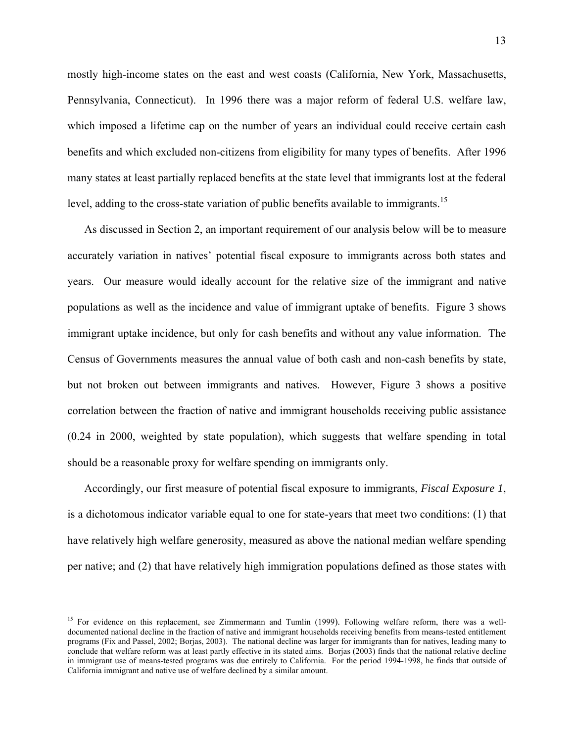mostly high-income states on the east and west coasts (California, New York, Massachusetts, Pennsylvania, Connecticut). In 1996 there was a major reform of federal U.S. welfare law, which imposed a lifetime cap on the number of years an individual could receive certain cash benefits and which excluded non-citizens from eligibility for many types of benefits. After 1996 many states at least partially replaced benefits at the state level that immigrants lost at the federal level, adding to the cross-state variation of public benefits available to immigrants.[15]

As discussed in Section 2, an important requirement of our analysis below will be to measure accurately variation in natives' potential fiscal exposure to immigrants across both states and years. Our measure would ideally account for the relative size of the immigrant and native populations as well as the incidence and value of immigrant uptake of benefits. Figure 3 shows immigrant uptake incidence, but only for cash benefits and without any value information. The Census of Governments measures the annual value of both cash and non-cash benefits by state, but not broken out between immigrants and natives. However, Figure 3 shows a positive correlation between the fraction of native and immigrant households receiving public assistance (0.24 in 2000, weighted by state population), which suggests that welfare spending in total should be a reasonable proxy for welfare spending on immigrants only.

Accordingly, our first measure of potential fiscal exposure to immigrants, *Fiscal Exposure 1*, is a dichotomous indicator variable equal to one for state-years that meet two conditions: (1) that have relatively high welfare generosity, measured as above the national median welfare spending per native; and (2) that have relatively high immigration populations defined as those states with

[15] For evidence on this replacement, see Zimmermann and Tumlin (1999). Following welfare reform, there was a well-documented national decline in the fraction of native and immigrant households receiving benefits from means-tested entitlement programs (Fix and Passel, 2002; Borjas, 2003). The national decline was larger for immigrants than for natives, leading many to conclude that welfare reform was at least partly effective in its stated aims. Borjas (2003) finds that the national relative decline in immigrant use of means-tested programs was due entirely to California. For the period 1994-1998, he finds that outside of California immigrant and native use of welfare declined by a similar amount.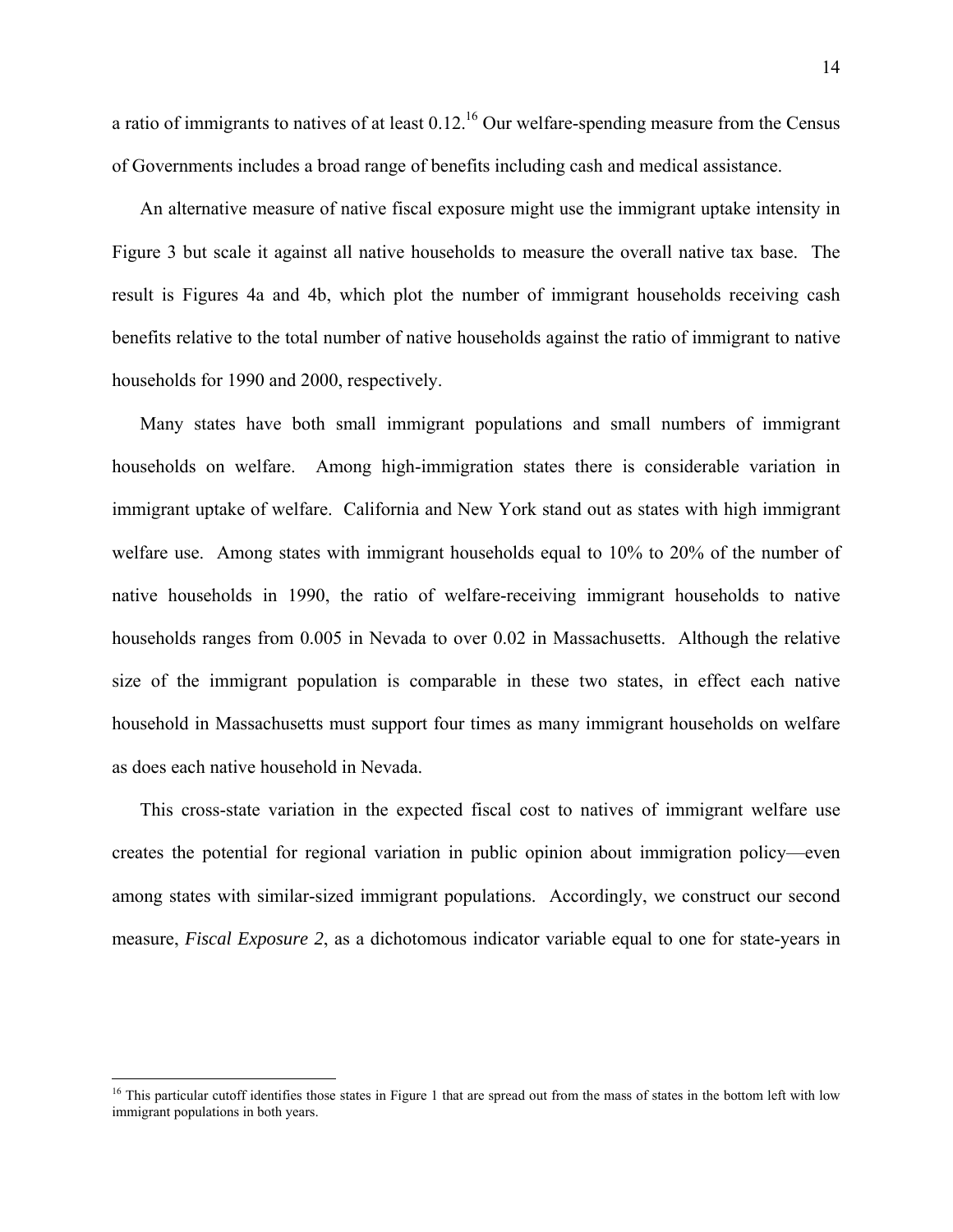a ratio of immigrants to natives of at least 0.12.[16] Our welfare-spending measure from the Census of Governments includes a broad range of benefits including cash and medical assistance.

An alternative measure of native fiscal exposure might use the immigrant uptake intensity in Figure 3 but scale it against all native households to measure the overall native tax base. The result is Figures 4a and 4b, which plot the number of immigrant households receiving cash benefits relative to the total number of native households against the ratio of immigrant to native households for 1990 and 2000, respectively.

Many states have both small immigrant populations and small numbers of immigrant households on welfare. Among high-immigration states there is considerable variation in immigrant uptake of welfare. California and New York stand out as states with high immigrant welfare use. Among states with immigrant households equal to 10% to 20% of the number of native households in 1990, the ratio of welfare-receiving immigrant households to native households ranges from 0.005 in Nevada to over 0.02 in Massachusetts. Although the relative size of the immigrant population is comparable in these two states, in effect each native household in Massachusetts must support four times as many immigrant households on welfare as does each native household in Nevada.

This cross-state variation in the expected fiscal cost to natives of immigrant welfare use creates the potential for regional variation in public opinion about immigration policy—even among states with similar-sized immigrant populations. Accordingly, we construct our second measure, *Fiscal Exposure 2*, as a dichotomous indicator variable equal to one for state-years in

[16] This particular cutoff identifies those states in Figure 1 that are spread out from the mass of states in the bottom left with low immigrant populations in both years.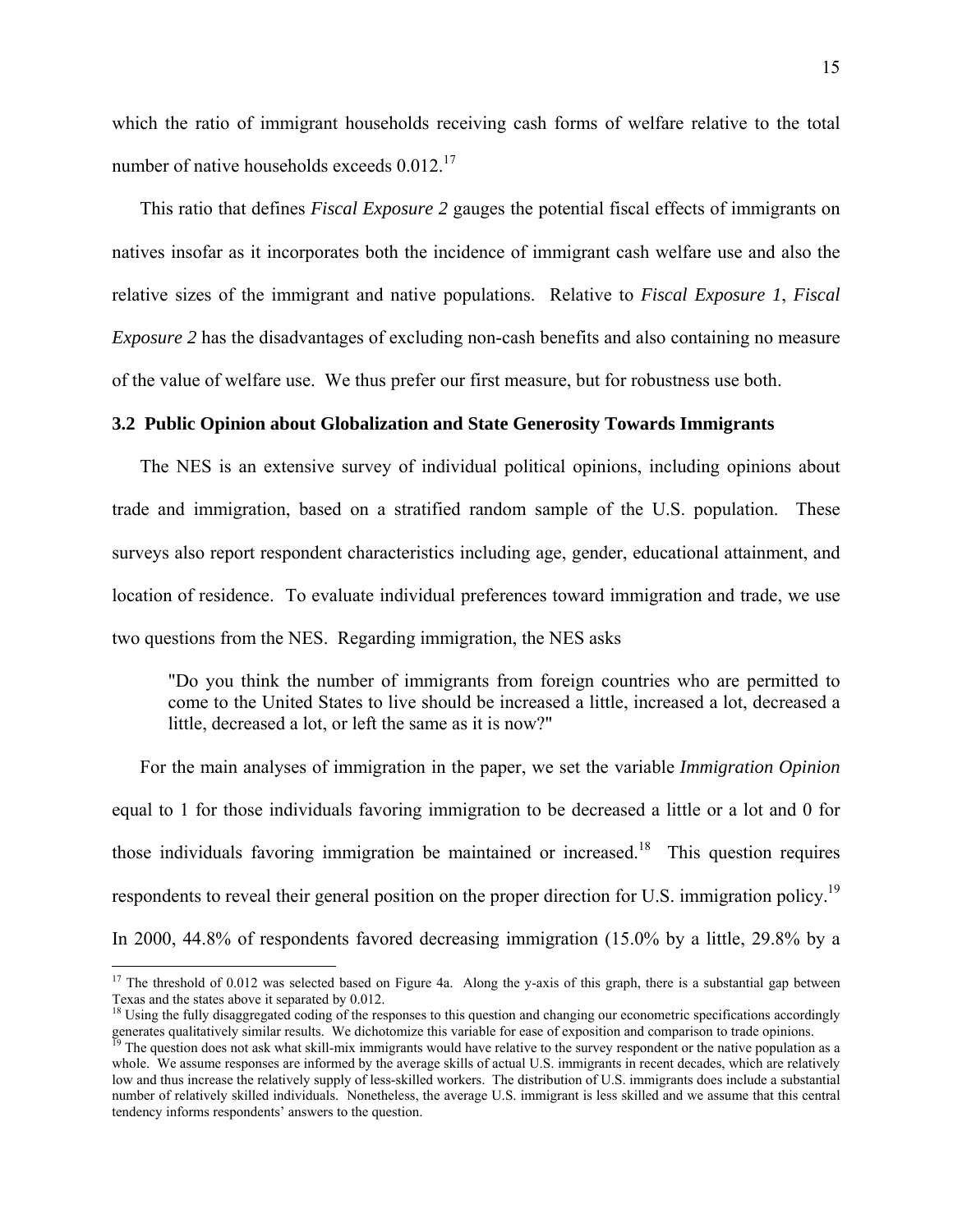which the ratio of immigrant households receiving cash forms of welfare relative to the total number of native households exceeds 0.012.[17]

This ratio that defines *Fiscal Exposure 2* gauges the potential fiscal effects of immigrants on natives insofar as it incorporates both the incidence of immigrant cash welfare use and also the relative sizes of the immigrant and native populations. Relative to *Fiscal Exposure 1*, *Fiscal Exposure 2* has the disadvantages of excluding non-cash benefits and also containing no measure of the value of welfare use. We thus prefer our first measure, but for robustness use both.

### 3.2 Public Opinion about Globalization and State Generosity Towards Immigrants

The NES is an extensive survey of individual political opinions, including opinions about trade and immigration, based on a stratified random sample of the U.S. population. These surveys also report respondent characteristics including age, gender, educational attainment, and location of residence. To evaluate individual preferences toward immigration and trade, we use two questions from the NES. Regarding immigration, the NES asks

> "Do you think the number of immigrants from foreign countries who are permitted to come to the United States to live should be increased a little, increased a lot, decreased a little, decreased a lot, or left the same as it is now?"

For the main analyses of immigration in the paper, we set the variable *Immigration Opinion* equal to 1 for those individuals favoring immigration to be decreased a little or a lot and 0 for those individuals favoring immigration be maintained or increased.[18] This question requires respondents to reveal their general position on the proper direction for U.S. immigration policy.[19] In 2000, 44.8% of respondents favored decreasing immigration (15.0% by a little, 29.8% by a

---

[17] The threshold of 0.012 was selected based on Figure 4a. Along the y-axis of this graph, there is a substantial gap between Texas and the states above it separated by 0.012.

[18] Using the fully disaggregated coding of the responses to this question and changing our econometric specifications accordingly generates qualitatively similar results. We dichotomize this variable for ease of exposition and comparison to trade opinions.

[19] The question does not ask what skill-mix immigrants would have relative to the survey respondent or the native population as a whole. We assume responses are informed by the average skills of actual U.S. immigrants in recent decades, which are relatively low and thus increase the relatively supply of less-skilled workers. The distribution of U.S. immigrants does include a substantial number of relatively skilled individuals. Nonetheless, the average U.S. immigrant is less skilled and we assume that this central tendency informs respondents' answers to the question.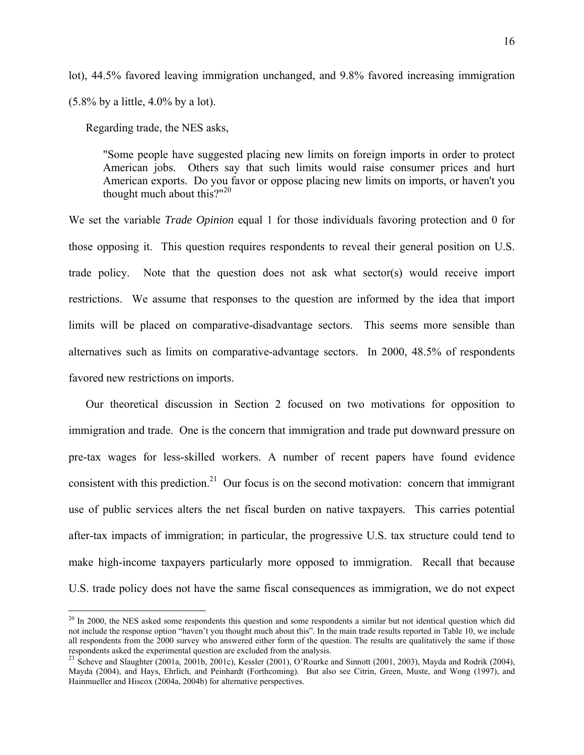lot), 44.5% favored leaving immigration unchanged, and 9.8% favored increasing immigration (5.8% by a little, 4.0% by a lot).

Regarding trade, the NES asks,

> "Some people have suggested placing new limits on foreign imports in order to protect American jobs. Others say that such limits would raise consumer prices and hurt American exports. Do you favor or oppose placing new limits on imports, or haven't you thought much about this?"[20]

We set the variable *Trade Opinion* equal 1 for those individuals favoring protection and 0 for those opposing it. This question requires respondents to reveal their general position on U.S. trade policy. Note that the question does not ask what sector(s) would receive import restrictions. We assume that responses to the question are informed by the idea that import limits will be placed on comparative-disadvantage sectors. This seems more sensible than alternatives such as limits on comparative-advantage sectors. In 2000, 48.5% of respondents favored new restrictions on imports.

Our theoretical discussion in Section 2 focused on two motivations for opposition to immigration and trade. One is the concern that immigration and trade put downward pressure on pre-tax wages for less-skilled workers. A number of recent papers have found evidence consistent with this prediction.[21] Our focus is on the second motivation: concern that immigrant use of public services alters the net fiscal burden on native taxpayers. This carries potential after-tax impacts of immigration; in particular, the progressive U.S. tax structure could tend to make high-income taxpayers particularly more opposed to immigration. Recall that because U.S. trade policy does not have the same fiscal consequences as immigration, we do not expect

---

[20] In 2000, the NES asked some respondents this question and some respondents a similar but not identical question which did not include the response option "haven't you thought much about this". In the main trade results reported in Table 10, we include all respondents from the 2000 survey who answered either form of the question. The results are qualitatively the same if those respondents asked the experimental question are excluded from the analysis.

[21] Scheve and Slaughter (2001a, 2001b, 2001c), Kessler (2001), O'Rourke and Sinnott (2001, 2003), Mayda and Rodrik (2004), Mayda (2004), and Hays, Ehrlich, and Peinhardt (Forthcoming). But also see Citrin, Green, Muste, and Wong (1997), and Hainmueller and Hiscox (2004a, 2004b) for alternative perspectives.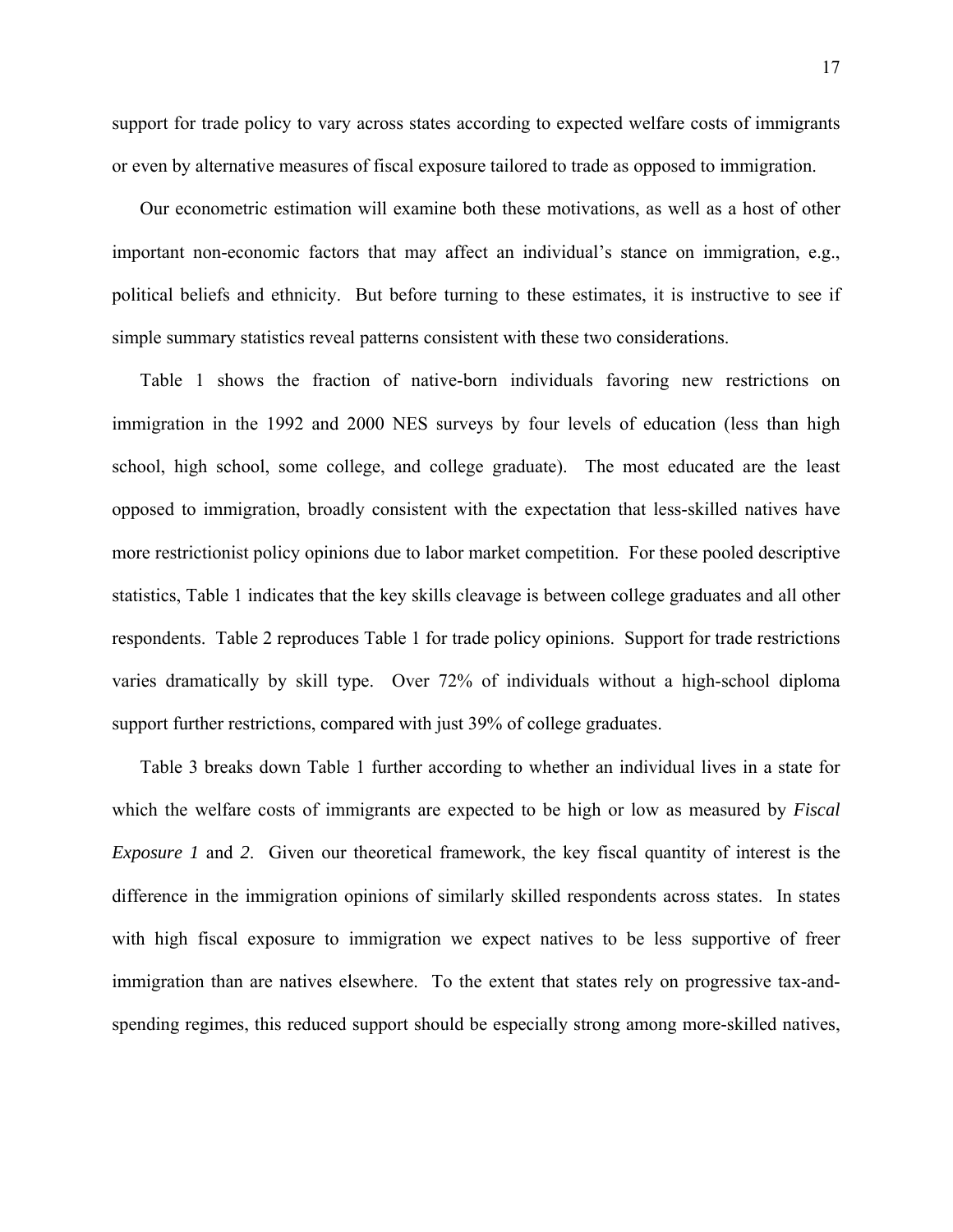support for trade policy to vary across states according to expected welfare costs of immigrants or even by alternative measures of fiscal exposure tailored to trade as opposed to immigration.

Our econometric estimation will examine both these motivations, as well as a host of other important non-economic factors that may affect an individual's stance on immigration, e.g., political beliefs and ethnicity. But before turning to these estimates, it is instructive to see if simple summary statistics reveal patterns consistent with these two considerations.

Table 1 shows the fraction of native-born individuals favoring new restrictions on immigration in the 1992 and 2000 NES surveys by four levels of education (less than high school, high school, some college, and college graduate). The most educated are the least opposed to immigration, broadly consistent with the expectation that less-skilled natives have more restrictionist policy opinions due to labor market competition. For these pooled descriptive statistics, Table 1 indicates that the key skills cleavage is between college graduates and all other respondents. Table 2 reproduces Table 1 for trade policy opinions. Support for trade restrictions varies dramatically by skill type. Over 72% of individuals without a high-school diploma support further restrictions, compared with just 39% of college graduates.

Table 3 breaks down Table 1 further according to whether an individual lives in a state for which the welfare costs of immigrants are expected to be high or low as measured by *Fiscal Exposure 1* and *2*. Given our theoretical framework, the key fiscal quantity of interest is the difference in the immigration opinions of similarly skilled respondents across states. In states with high fiscal exposure to immigration we expect natives to be less supportive of freer immigration than are natives elsewhere. To the extent that states rely on progressive tax-and-spending regimes, this reduced support should be especially strong among more-skilled natives,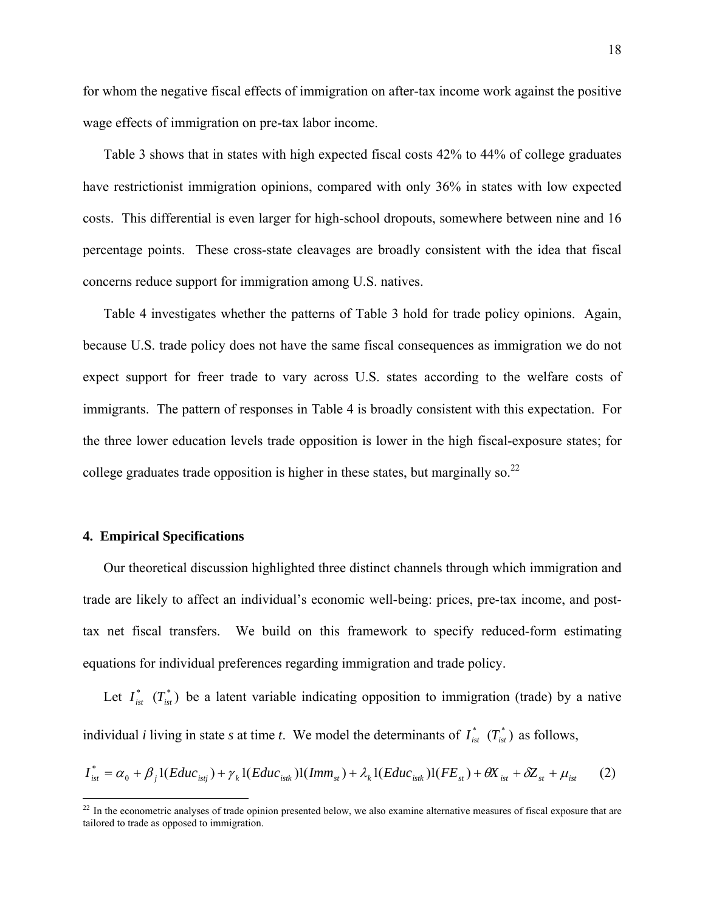for whom the negative fiscal effects of immigration on after-tax income work against the positive wage effects of immigration on pre-tax labor income.

Table 3 shows that in states with high expected fiscal costs 42% to 44% of college graduates have restrictionist immigration opinions, compared with only 36% in states with low expected costs. This differential is even larger for high-school dropouts, somewhere between nine and 16 percentage points. These cross-state cleavages are broadly consistent with the idea that fiscal concerns reduce support for immigration among U.S. natives.

Table 4 investigates whether the patterns of Table 3 hold for trade policy opinions. Again, because U.S. trade policy does not have the same fiscal consequences as immigration we do not expect support for freer trade to vary across U.S. states according to the welfare costs of immigrants. The pattern of responses in Table 4 is broadly consistent with this expectation. For the three lower education levels trade opposition is lower in the high fiscal-exposure states; for college graduates trade opposition is higher in these states, but marginally so.[22]

## 4. Empirical Specifications

Our theoretical discussion highlighted three distinct channels through which immigration and trade are likely to affect an individual's economic well-being: prices, pre-tax income, and post-tax net fiscal transfers. We build on this framework to specify reduced-form estimating equations for individual preferences regarding immigration and trade policy.

Let $I^*_{ist}$ $(T^*_{ist})$ be a latent variable indicating opposition to immigration (trade) by a native individual *i* living in state *s* at time *t*. We model the determinants of $I^*_{ist}$ $(T^*_{ist})$ as follows,

$$I^*_{ist} = \alpha_0 + \beta_j 1(Educ_{istj}) + \gamma_k 1(Educ_{istk})1(Imm_{st}) + \lambda_k 1(Educ_{istk})1(FE_{st}) + \theta X_{ist} + \delta Z_{st} + \mu_{ist} \qquad (2)$$

[22] In the econometric analyses of trade opinion presented below, we also examine alternative measures of fiscal exposure that are tailored to trade as opposed to immigration.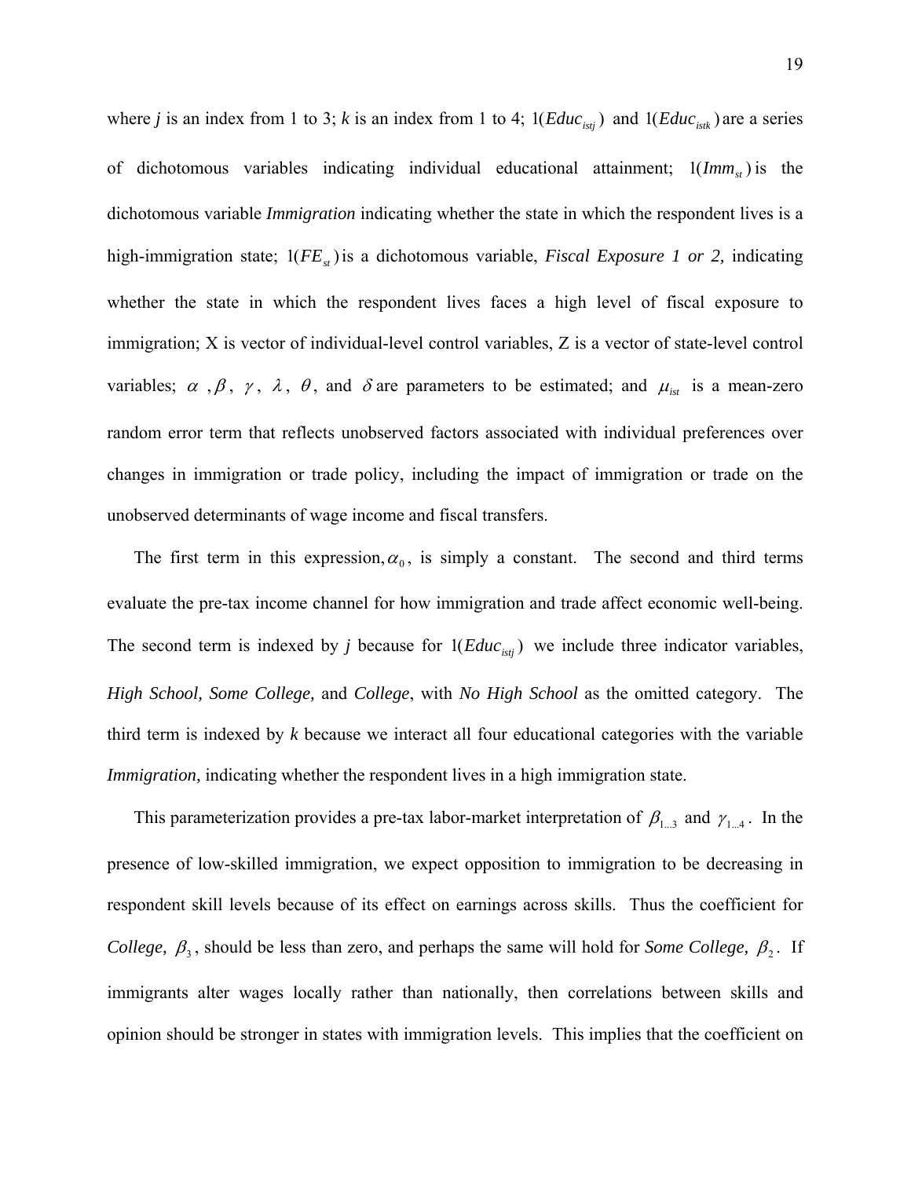where *j* is an index from 1 to 3; *k* is an index from 1 to 4; $1(Educ_{istj})$ and $1(Educ_{istk})$ are a series of dichotomous variables indicating individual educational attainment; $1(Imm_{st})$ is the dichotomous variable *Immigration* indicating whether the state in which the respondent lives is a high-immigration state; $1(FE_{st})$ is a dichotomous variable, *Fiscal Exposure 1 or 2,* indicating whether the state in which the respondent lives faces a high level of fiscal exposure to immigration; X is vector of individual-level control variables, Z is a vector of state-level control variables; $\alpha$ , $\beta$, $\gamma$, $\lambda$, $\theta$, and $\delta$ are parameters to be estimated; and $\mu_{ist}$ is a mean-zero random error term that reflects unobserved factors associated with individual preferences over changes in immigration or trade policy, including the impact of immigration or trade on the unobserved determinants of wage income and fiscal transfers.

The first term in this expression, $\alpha_0$, is simply a constant. The second and third terms evaluate the pre-tax income channel for how immigration and trade affect economic well-being. The second term is indexed by *j* because for $1(Educ_{istj})$ we include three indicator variables, *High School, Some College,* and *College*, with *No High School* as the omitted category. The third term is indexed by *k* because we interact all four educational categories with the variable *Immigration,* indicating whether the respondent lives in a high immigration state.

This parameterization provides a pre-tax labor-market interpretation of $\beta_{1...3}$ and $\gamma_{1...4}$. In the presence of low-skilled immigration, we expect opposition to immigration to be decreasing in respondent skill levels because of its effect on earnings across skills. Thus the coefficient for *College,* $\beta_3$, should be less than zero, and perhaps the same will hold for *Some College,* $\beta_2$. If immigrants alter wages locally rather than nationally, then correlations between skills and opinion should be stronger in states with immigration levels. This implies that the coefficient on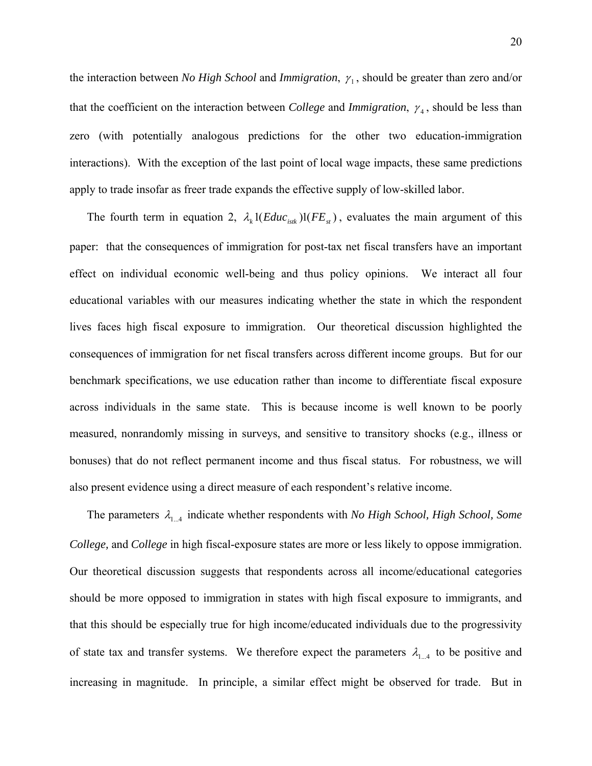the interaction between *No High School* and *Immigration*, $\gamma_1$, should be greater than zero and/or that the coefficient on the interaction between *College* and *Immigration*, $\gamma_4$, should be less than zero (with potentially analogous predictions for the other two education-immigration interactions). With the exception of the last point of local wage impacts, these same predictions apply to trade insofar as freer trade expands the effective supply of low-skilled labor.

The fourth term in equation 2, $\lambda_k 1(Educ_{istk})1(FE_{st})$, evaluates the main argument of this paper: that the consequences of immigration for post-tax net fiscal transfers have an important effect on individual economic well-being and thus policy opinions. We interact all four educational variables with our measures indicating whether the state in which the respondent lives faces high fiscal exposure to immigration. Our theoretical discussion highlighted the consequences of immigration for net fiscal transfers across different income groups. But for our benchmark specifications, we use education rather than income to differentiate fiscal exposure across individuals in the same state. This is because income is well known to be poorly measured, nonrandomly missing in surveys, and sensitive to transitory shocks (e.g., illness or bonuses) that do not reflect permanent income and thus fiscal status. For robustness, we will also present evidence using a direct measure of each respondent's relative income.

The parameters $\lambda_{1...4}$ indicate whether respondents with *No High School, High School, Some College,* and *College* in high fiscal-exposure states are more or less likely to oppose immigration. Our theoretical discussion suggests that respondents across all income/educational categories should be more opposed to immigration in states with high fiscal exposure to immigrants, and that this should be especially true for high income/educated individuals due to the progressivity of state tax and transfer systems. We therefore expect the parameters $\lambda_{1...4}$ to be positive and increasing in magnitude. In principle, a similar effect might be observed for trade. But in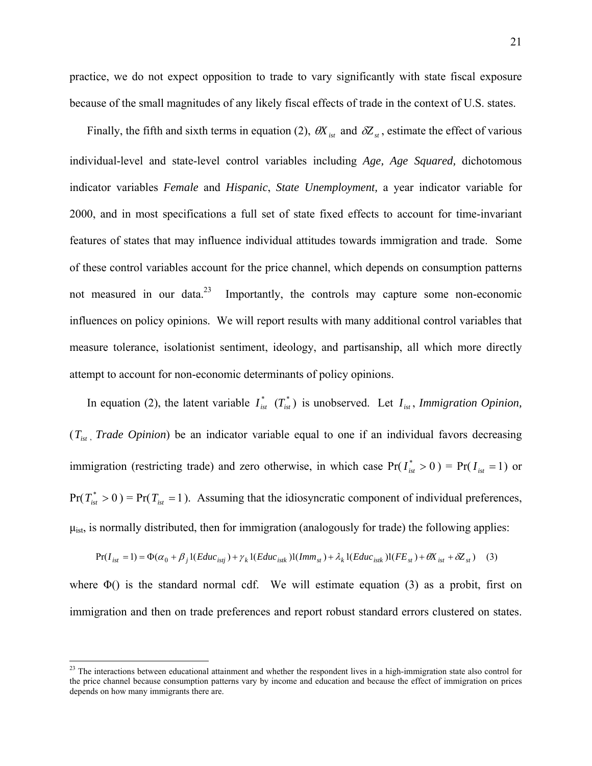practice, we do not expect opposition to trade to vary significantly with state fiscal exposure because of the small magnitudes of any likely fiscal effects of trade in the context of U.S. states.

Finally, the fifth and sixth terms in equation (2), $\theta X_{ist}$ and $\delta Z_{st}$, estimate the effect of various individual-level and state-level control variables including *Age, Age Squared,* dichotomous indicator variables *Female* and *Hispanic*, *State Unemployment,* a year indicator variable for 2000, and in most specifications a full set of state fixed effects to account for time-invariant features of states that may influence individual attitudes towards immigration and trade. Some of these control variables account for the price channel, which depends on consumption patterns not measured in our data.[23] Importantly, the controls may capture some non-economic influences on policy opinions. We will report results with many additional control variables that measure tolerance, isolationist sentiment, ideology, and partisanship, all which more directly attempt to account for non-economic determinants of policy opinions.

In equation (2), the latent variable $I^*_{ist}$ ($T^*_{ist}$) is unobserved. Let $I_{ist}$, *Immigration Opinion,* ($T_{ist}$, *Trade Opinion*) be an indicator variable equal to one if an individual favors decreasing immigration (restricting trade) and zero otherwise, in which case $\Pr(I^*_{ist} > 0) = \Pr(I_{ist} = 1)$ or $\Pr(T^*_{ist} > 0) = \Pr(T_{ist} = 1)$. Assuming that the idiosyncratic component of individual preferences, $\mu_{ist}$, is normally distributed, then for immigration (analogously for trade) the following applies:

$$\Pr(I_{ist} = 1) = \Phi(\alpha_0 + \beta_j 1(Educ_{istj}) + \gamma_k 1(Educ_{istk})1(Imm_{st}) + \lambda_k 1(Educ_{istk})1(FE_{st}) + \theta X_{ist} + \delta Z_{st}) \quad (3)$$

where $\Phi()$ is the standard normal cdf. We will estimate equation (3) as a probit, first on immigration and then on trade preferences and report robust standard errors clustered on states.

[23] The interactions between educational attainment and whether the respondent lives in a high-immigration state also control for the price channel because consumption patterns vary by income and education and because the effect of immigration on prices depends on how many immigrants there are.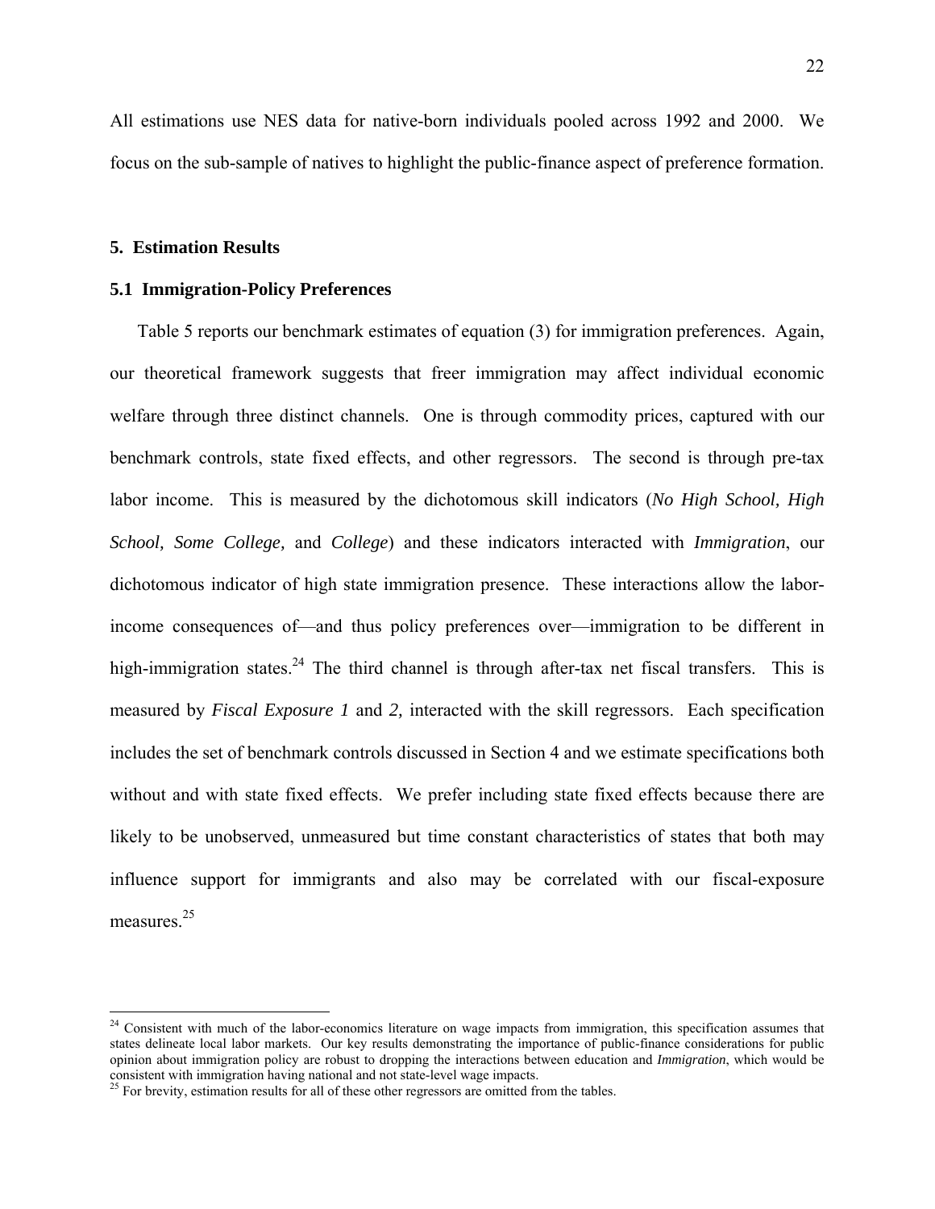All estimations use NES data for native-born individuals pooled across 1992 and 2000. We focus on the sub-sample of natives to highlight the public-finance aspect of preference formation.

## 5. Estimation Results

### 5.1 Immigration-Policy Preferences

Table 5 reports our benchmark estimates of equation (3) for immigration preferences. Again, our theoretical framework suggests that freer immigration may affect individual economic welfare through three distinct channels. One is through commodity prices, captured with our benchmark controls, state fixed effects, and other regressors. The second is through pre-tax labor income. This is measured by the dichotomous skill indicators (*No High School, High School, Some College,* and *College*) and these indicators interacted with *Immigration*, our dichotomous indicator of high state immigration presence. These interactions allow the labor-income consequences of—and thus policy preferences over—immigration to be different in high-immigration states.[24] The third channel is through after-tax net fiscal transfers. This is measured by *Fiscal Exposure 1* and *2,* interacted with the skill regressors. Each specification includes the set of benchmark controls discussed in Section 4 and we estimate specifications both without and with state fixed effects. We prefer including state fixed effects because there are likely to be unobserved, unmeasured but time constant characteristics of states that both may influence support for immigrants and also may be correlated with our fiscal-exposure measures.[25]

---

[24] Consistent with much of the labor-economics literature on wage impacts from immigration, this specification assumes that states delineate local labor markets. Our key results demonstrating the importance of public-finance considerations for public opinion about immigration policy are robust to dropping the interactions between education and *Immigration*, which would be consistent with immigration having national and not state-level wage impacts.

[25] For brevity, estimation results for all of these other regressors are omitted from the tables.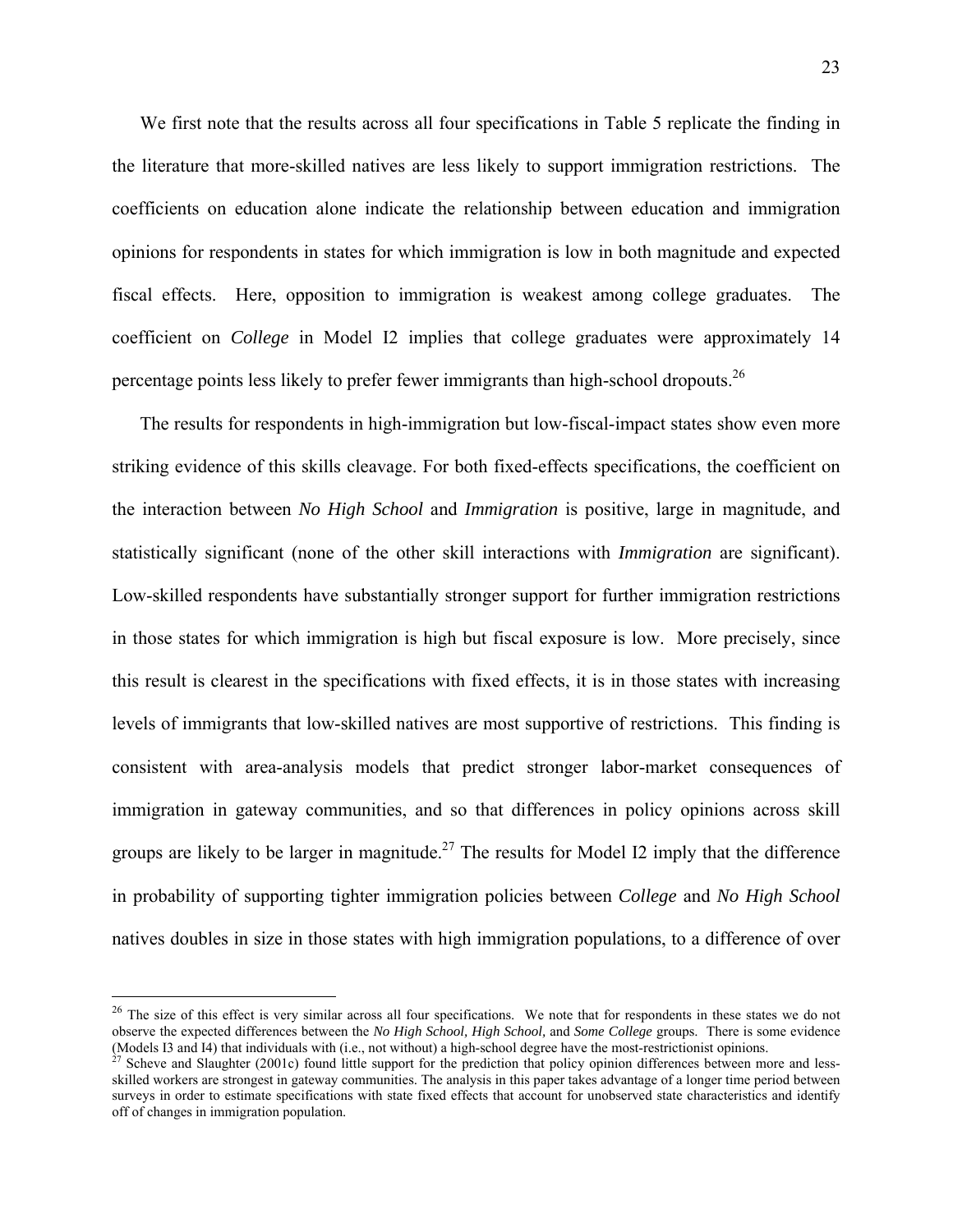We first note that the results across all four specifications in Table 5 replicate the finding in the literature that more-skilled natives are less likely to support immigration restrictions. The coefficients on education alone indicate the relationship between education and immigration opinions for respondents in states for which immigration is low in both magnitude and expected fiscal effects. Here, opposition to immigration is weakest among college graduates. The coefficient on *College* in Model I2 implies that college graduates were approximately 14 percentage points less likely to prefer fewer immigrants than high-school dropouts.[26]

The results for respondents in high-immigration but low-fiscal-impact states show even more striking evidence of this skills cleavage. For both fixed-effects specifications, the coefficient on the interaction between *No High School* and *Immigration* is positive, large in magnitude, and statistically significant (none of the other skill interactions with *Immigration* are significant). Low-skilled respondents have substantially stronger support for further immigration restrictions in those states for which immigration is high but fiscal exposure is low. More precisely, since this result is clearest in the specifications with fixed effects, it is in those states with increasing levels of immigrants that low-skilled natives are most supportive of restrictions. This finding is consistent with area-analysis models that predict stronger labor-market consequences of immigration in gateway communities, and so that differences in policy opinions across skill groups are likely to be larger in magnitude.[27] The results for Model I2 imply that the difference in probability of supporting tighter immigration policies between *College* and *No High School* natives doubles in size in those states with high immigration populations, to a difference of over

[26] The size of this effect is very similar across all four specifications. We note that for respondents in these states we do not observe the expected differences between the *No High School*, *High School*, and *Some College* groups. There is some evidence (Models I3 and I4) that individuals with (i.e., not without) a high-school degree have the most-restrictionist opinions.

[27] Scheve and Slaughter (2001c) found little support for the prediction that policy opinion differences between more and less-skilled workers are strongest in gateway communities. The analysis in this paper takes advantage of a longer time period between surveys in order to estimate specifications with state fixed effects that account for unobserved state characteristics and identify off of changes in immigration population.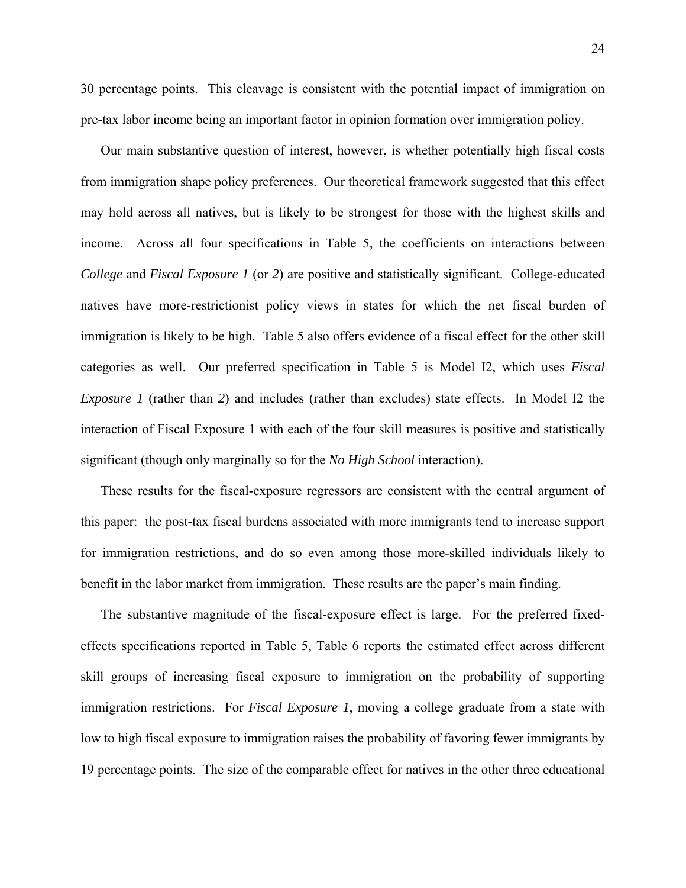30 percentage points. This cleavage is consistent with the potential impact of immigration on pre-tax labor income being an important factor in opinion formation over immigration policy.

Our main substantive question of interest, however, is whether potentially high fiscal costs from immigration shape policy preferences. Our theoretical framework suggested that this effect may hold across all natives, but is likely to be strongest for those with the highest skills and income. Across all four specifications in Table 5, the coefficients on interactions between *College* and *Fiscal Exposure 1* (or *2*) are positive and statistically significant. College-educated natives have more-restrictionist policy views in states for which the net fiscal burden of immigration is likely to be high. Table 5 also offers evidence of a fiscal effect for the other skill categories as well. Our preferred specification in Table 5 is Model I2, which uses *Fiscal Exposure 1* (rather than *2*) and includes (rather than excludes) state effects. In Model I2 the interaction of Fiscal Exposure 1 with each of the four skill measures is positive and statistically significant (though only marginally so for the *No High School* interaction).

These results for the fiscal-exposure regressors are consistent with the central argument of this paper: the post-tax fiscal burdens associated with more immigrants tend to increase support for immigration restrictions, and do so even among those more-skilled individuals likely to benefit in the labor market from immigration. These results are the paper's main finding.

The substantive magnitude of the fiscal-exposure effect is large. For the preferred fixed-effects specifications reported in Table 5, Table 6 reports the estimated effect across different skill groups of increasing fiscal exposure to immigration on the probability of supporting immigration restrictions. For *Fiscal Exposure 1*, moving a college graduate from a state with low to high fiscal exposure to immigration raises the probability of favoring fewer immigrants by 19 percentage points. The size of the comparable effect for natives in the other three educational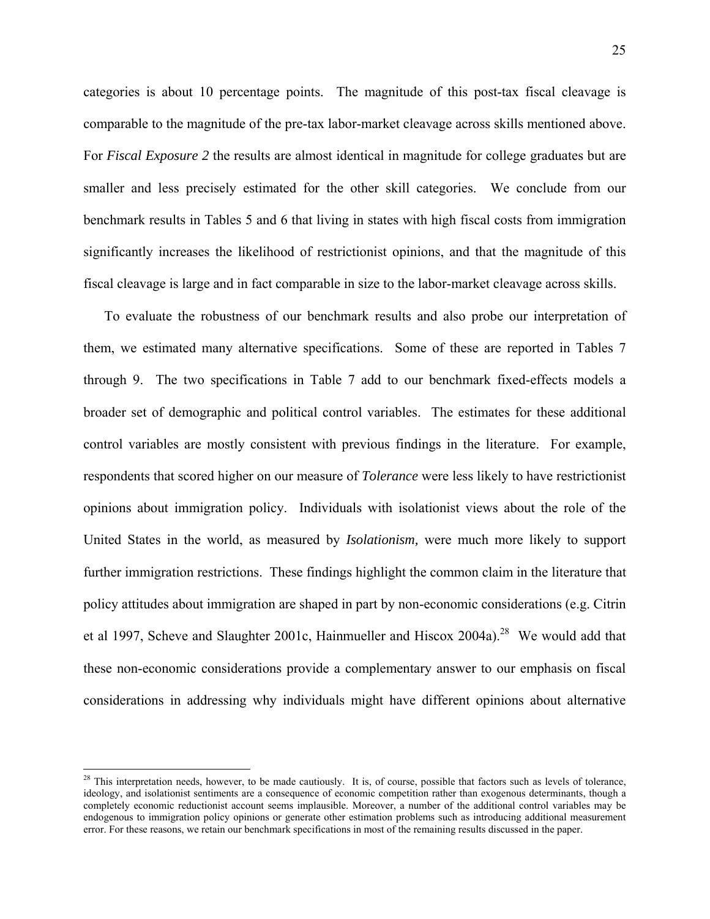categories is about 10 percentage points. The magnitude of this post-tax fiscal cleavage is comparable to the magnitude of the pre-tax labor-market cleavage across skills mentioned above. For *Fiscal Exposure 2* the results are almost identical in magnitude for college graduates but are smaller and less precisely estimated for the other skill categories. We conclude from our benchmark results in Tables 5 and 6 that living in states with high fiscal costs from immigration significantly increases the likelihood of restrictionist opinions, and that the magnitude of this fiscal cleavage is large and in fact comparable in size to the labor-market cleavage across skills.

To evaluate the robustness of our benchmark results and also probe our interpretation of them, we estimated many alternative specifications. Some of these are reported in Tables 7 through 9. The two specifications in Table 7 add to our benchmark fixed-effects models a broader set of demographic and political control variables. The estimates for these additional control variables are mostly consistent with previous findings in the literature. For example, respondents that scored higher on our measure of *Tolerance* were less likely to have restrictionist opinions about immigration policy. Individuals with isolationist views about the role of the United States in the world, as measured by *Isolationism,* were much more likely to support further immigration restrictions. These findings highlight the common claim in the literature that policy attitudes about immigration are shaped in part by non-economic considerations (e.g. Citrin et al 1997, Scheve and Slaughter 2001c, Hainmueller and Hiscox 2004a).[28] We would add that these non-economic considerations provide a complementary answer to our emphasis on fiscal considerations in addressing why individuals might have different opinions about alternative

[28] This interpretation needs, however, to be made cautiously. It is, of course, possible that factors such as levels of tolerance, ideology, and isolationist sentiments are a consequence of economic competition rather than exogenous determinants, though a completely economic reductionist account seems implausible. Moreover, a number of the additional control variables may be endogenous to immigration policy opinions or generate other estimation problems such as introducing additional measurement error. For these reasons, we retain our benchmark specifications in most of the remaining results discussed in the paper.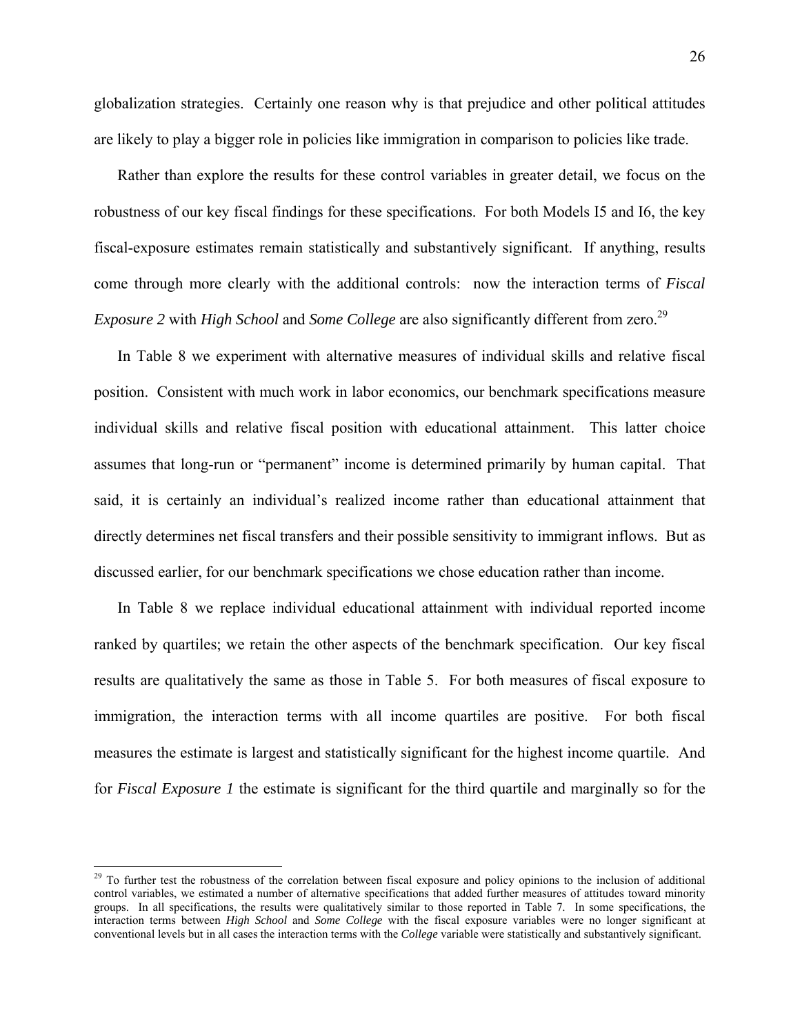globalization strategies. Certainly one reason why is that prejudice and other political attitudes are likely to play a bigger role in policies like immigration in comparison to policies like trade.

Rather than explore the results for these control variables in greater detail, we focus on the robustness of our key fiscal findings for these specifications. For both Models I5 and I6, the key fiscal-exposure estimates remain statistically and substantively significant. If anything, results come through more clearly with the additional controls: now the interaction terms of *Fiscal Exposure 2* with *High School* and *Some College* are also significantly different from zero.[29]

In Table 8 we experiment with alternative measures of individual skills and relative fiscal position. Consistent with much work in labor economics, our benchmark specifications measure individual skills and relative fiscal position with educational attainment. This latter choice assumes that long-run or "permanent" income is determined primarily by human capital. That said, it is certainly an individual's realized income rather than educational attainment that directly determines net fiscal transfers and their possible sensitivity to immigrant inflows. But as discussed earlier, for our benchmark specifications we chose education rather than income.

In Table 8 we replace individual educational attainment with individual reported income ranked by quartiles; we retain the other aspects of the benchmark specification. Our key fiscal results are qualitatively the same as those in Table 5. For both measures of fiscal exposure to immigration, the interaction terms with all income quartiles are positive. For both fiscal measures the estimate is largest and statistically significant for the highest income quartile. And for *Fiscal Exposure 1* the estimate is significant for the third quartile and marginally so for the

[29] To further test the robustness of the correlation between fiscal exposure and policy opinions to the inclusion of additional control variables, we estimated a number of alternative specifications that added further measures of attitudes toward minority groups. In all specifications, the results were qualitatively similar to those reported in Table 7. In some specifications, the interaction terms between *High School* and *Some College* with the fiscal exposure variables were no longer significant at conventional levels but in all cases the interaction terms with the *College* variable were statistically and substantively significant.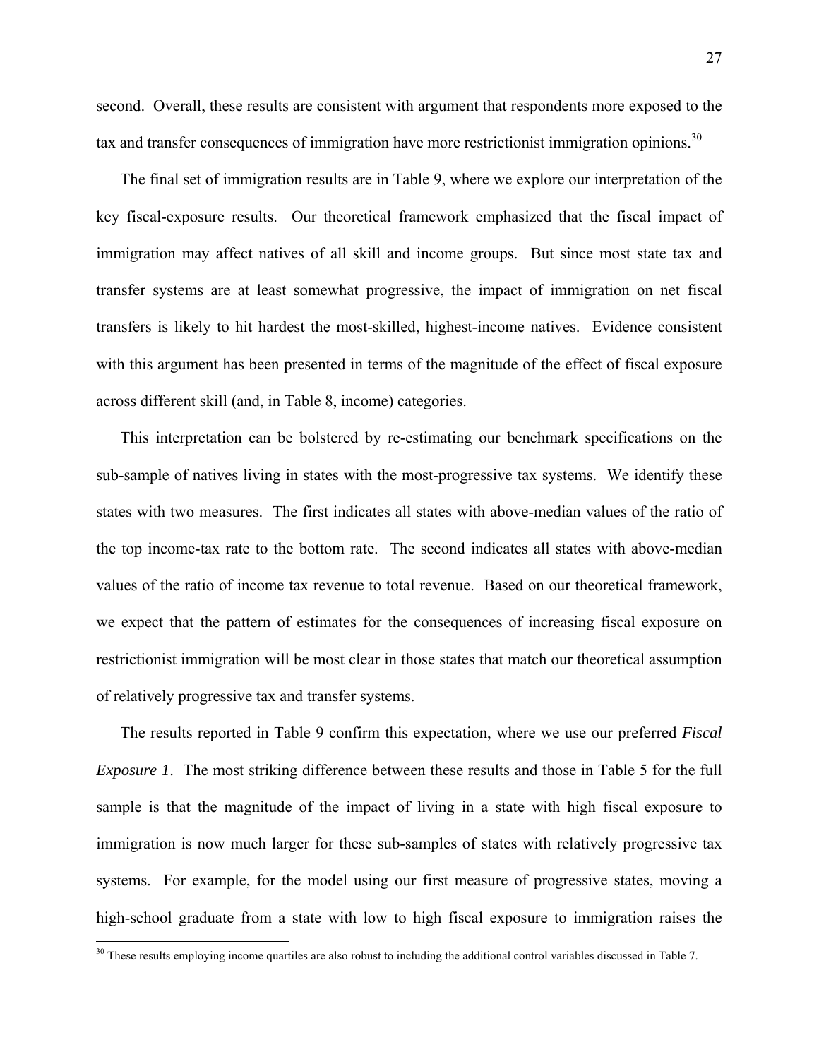second. Overall, these results are consistent with argument that respondents more exposed to the tax and transfer consequences of immigration have more restrictionist immigration opinions.[30]

The final set of immigration results are in Table 9, where we explore our interpretation of the key fiscal-exposure results. Our theoretical framework emphasized that the fiscal impact of immigration may affect natives of all skill and income groups. But since most state tax and transfer systems are at least somewhat progressive, the impact of immigration on net fiscal transfers is likely to hit hardest the most-skilled, highest-income natives. Evidence consistent with this argument has been presented in terms of the magnitude of the effect of fiscal exposure across different skill (and, in Table 8, income) categories.

This interpretation can be bolstered by re-estimating our benchmark specifications on the sub-sample of natives living in states with the most-progressive tax systems. We identify these states with two measures. The first indicates all states with above-median values of the ratio of the top income-tax rate to the bottom rate. The second indicates all states with above-median values of the ratio of income tax revenue to total revenue. Based on our theoretical framework, we expect that the pattern of estimates for the consequences of increasing fiscal exposure on restrictionist immigration will be most clear in those states that match our theoretical assumption of relatively progressive tax and transfer systems.

The results reported in Table 9 confirm this expectation, where we use our preferred *Fiscal Exposure 1*. The most striking difference between these results and those in Table 5 for the full sample is that the magnitude of the impact of living in a state with high fiscal exposure to immigration is now much larger for these sub-samples of states with relatively progressive tax systems. For example, for the model using our first measure of progressive states, moving a high-school graduate from a state with low to high fiscal exposure to immigration raises the

[30] These results employing income quartiles are also robust to including the additional control variables discussed in Table 7.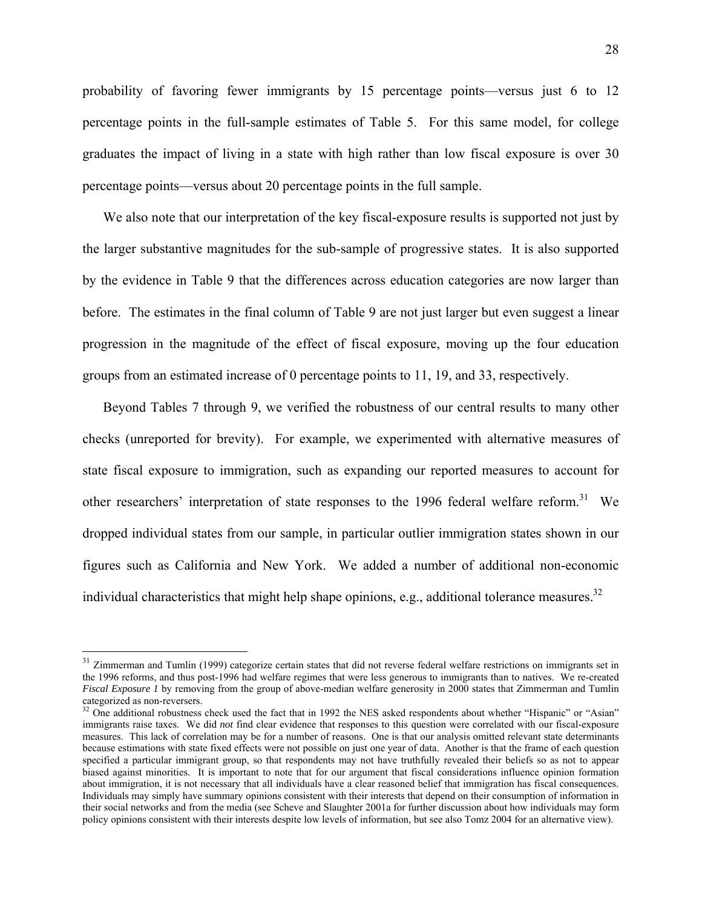probability of favoring fewer immigrants by 15 percentage points—versus just 6 to 12 percentage points in the full-sample estimates of Table 5. For this same model, for college graduates the impact of living in a state with high rather than low fiscal exposure is over 30 percentage points—versus about 20 percentage points in the full sample.

We also note that our interpretation of the key fiscal-exposure results is supported not just by the larger substantive magnitudes for the sub-sample of progressive states. It is also supported by the evidence in Table 9 that the differences across education categories are now larger than before. The estimates in the final column of Table 9 are not just larger but even suggest a linear progression in the magnitude of the effect of fiscal exposure, moving up the four education groups from an estimated increase of 0 percentage points to 11, 19, and 33, respectively.

Beyond Tables 7 through 9, we verified the robustness of our central results to many other checks (unreported for brevity). For example, we experimented with alternative measures of state fiscal exposure to immigration, such as expanding our reported measures to account for other researchers' interpretation of state responses to the 1996 federal welfare reform.[31] We dropped individual states from our sample, in particular outlier immigration states shown in our figures such as California and New York. We added a number of additional non-economic individual characteristics that might help shape opinions, e.g., additional tolerance measures.[32]

---

[31] Zimmerman and Tumlin (1999) categorize certain states that did not reverse federal welfare restrictions on immigrants set in the 1996 reforms, and thus post-1996 had welfare regimes that were less generous to immigrants than to natives. We re-created *Fiscal Exposure 1* by removing from the group of above-median welfare generosity in 2000 states that Zimmerman and Tumlin categorized as non-reversers.

[32] One additional robustness check used the fact that in 1992 the NES asked respondents about whether "Hispanic" or "Asian" immigrants raise taxes. We did *not* find clear evidence that responses to this question were correlated with our fiscal-exposure measures. This lack of correlation may be for a number of reasons. One is that our analysis omitted relevant state determinants because estimations with state fixed effects were not possible on just one year of data. Another is that the frame of each question specified a particular immigrant group, so that respondents may not have truthfully revealed their beliefs so as not to appear biased against minorities. It is important to note that for our argument that fiscal considerations influence opinion formation about immigration, it is not necessary that all individuals have a clear reasoned belief that immigration has fiscal consequences. Individuals may simply have summary opinions consistent with their interests that depend on their consumption of information in their social networks and from the media (see Scheve and Slaughter 2001a for further discussion about how individuals may form policy opinions consistent with their interests despite low levels of information, but see also Tomz 2004 for an alternative view).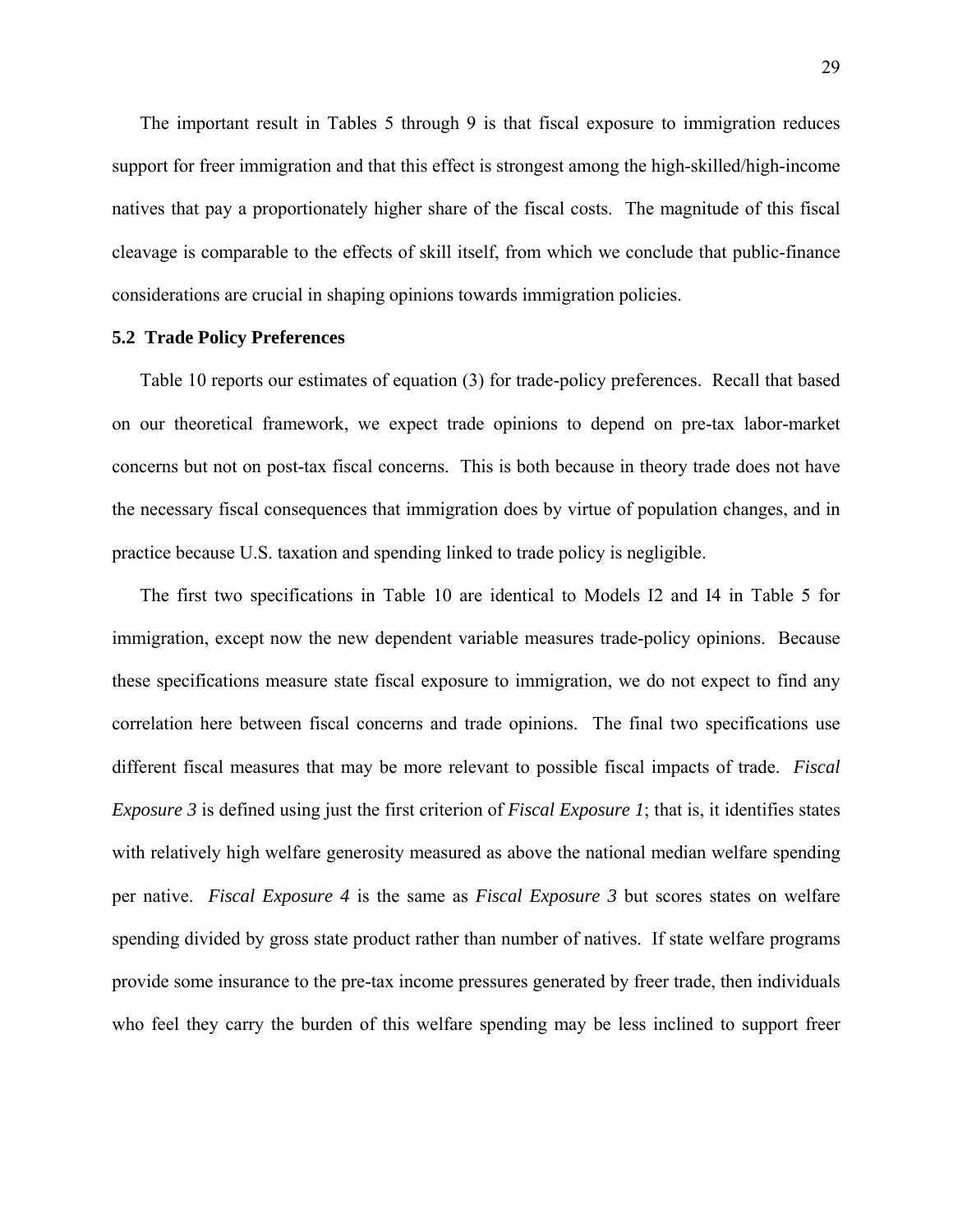The important result in Tables 5 through 9 is that fiscal exposure to immigration reduces support for freer immigration and that this effect is strongest among the high-skilled/high-income natives that pay a proportionately higher share of the fiscal costs. The magnitude of this fiscal cleavage is comparable to the effects of skill itself, from which we conclude that public-finance considerations are crucial in shaping opinions towards immigration policies.

### 5.2 Trade Policy Preferences

Table 10 reports our estimates of equation (3) for trade-policy preferences. Recall that based on our theoretical framework, we expect trade opinions to depend on pre-tax labor-market concerns but not on post-tax fiscal concerns. This is both because in theory trade does not have the necessary fiscal consequences that immigration does by virtue of population changes, and in practice because U.S. taxation and spending linked to trade policy is negligible.

The first two specifications in Table 10 are identical to Models I2 and I4 in Table 5 for immigration, except now the new dependent variable measures trade-policy opinions. Because these specifications measure state fiscal exposure to immigration, we do not expect to find any correlation here between fiscal concerns and trade opinions. The final two specifications use different fiscal measures that may be more relevant to possible fiscal impacts of trade. *Fiscal Exposure 3* is defined using just the first criterion of *Fiscal Exposure 1*; that is, it identifies states with relatively high welfare generosity measured as above the national median welfare spending per native. *Fiscal Exposure 4* is the same as *Fiscal Exposure 3* but scores states on welfare spending divided by gross state product rather than number of natives. If state welfare programs provide some insurance to the pre-tax income pressures generated by freer trade, then individuals who feel they carry the burden of this welfare spending may be less inclined to support freer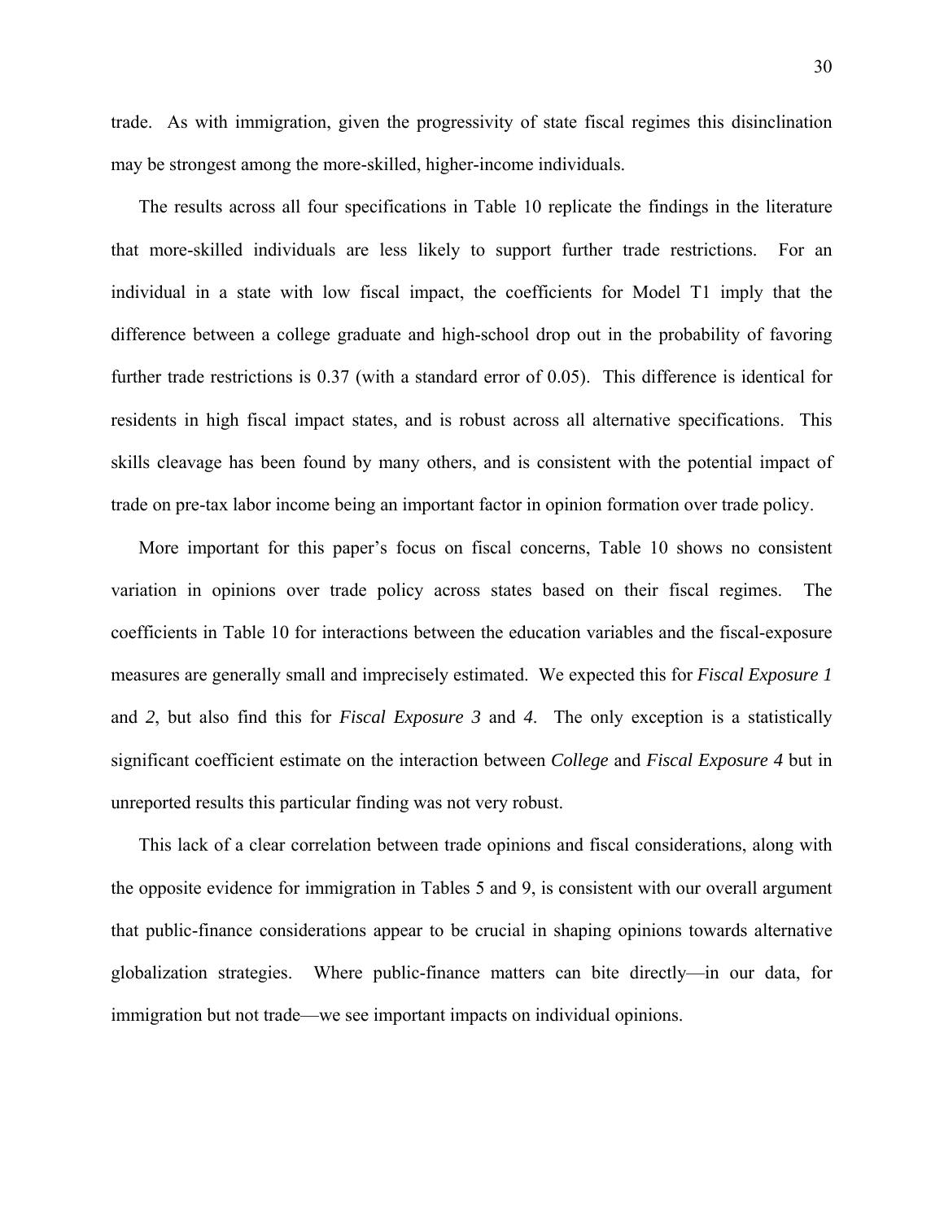trade. As with immigration, given the progressivity of state fiscal regimes this disinclination may be strongest among the more-skilled, higher-income individuals.

The results across all four specifications in Table 10 replicate the findings in the literature that more-skilled individuals are less likely to support further trade restrictions. For an individual in a state with low fiscal impact, the coefficients for Model T1 imply that the difference between a college graduate and high-school drop out in the probability of favoring further trade restrictions is 0.37 (with a standard error of 0.05). This difference is identical for residents in high fiscal impact states, and is robust across all alternative specifications. This skills cleavage has been found by many others, and is consistent with the potential impact of trade on pre-tax labor income being an important factor in opinion formation over trade policy.

More important for this paper's focus on fiscal concerns, Table 10 shows no consistent variation in opinions over trade policy across states based on their fiscal regimes. The coefficients in Table 10 for interactions between the education variables and the fiscal-exposure measures are generally small and imprecisely estimated. We expected this for *Fiscal Exposure 1* and *2*, but also find this for *Fiscal Exposure 3* and *4*. The only exception is a statistically significant coefficient estimate on the interaction between *College* and *Fiscal Exposure 4* but in unreported results this particular finding was not very robust.

This lack of a clear correlation between trade opinions and fiscal considerations, along with the opposite evidence for immigration in Tables 5 and 9, is consistent with our overall argument that public-finance considerations appear to be crucial in shaping opinions towards alternative globalization strategies. Where public-finance matters can bite directly—in our data, for immigration but not trade—we see important impacts on individual opinions.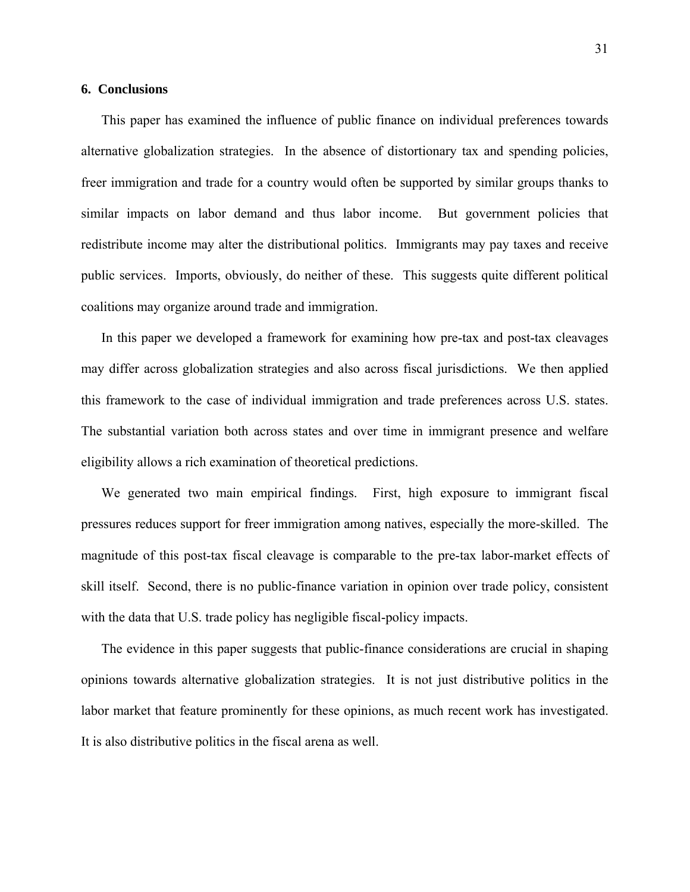## 6. Conclusions

This paper has examined the influence of public finance on individual preferences towards alternative globalization strategies. In the absence of distortionary tax and spending policies, freer immigration and trade for a country would often be supported by similar groups thanks to similar impacts on labor demand and thus labor income. But government policies that redistribute income may alter the distributional politics. Immigrants may pay taxes and receive public services. Imports, obviously, do neither of these. This suggests quite different political coalitions may organize around trade and immigration.

In this paper we developed a framework for examining how pre-tax and post-tax cleavages may differ across globalization strategies and also across fiscal jurisdictions. We then applied this framework to the case of individual immigration and trade preferences across U.S. states. The substantial variation both across states and over time in immigrant presence and welfare eligibility allows a rich examination of theoretical predictions.

We generated two main empirical findings. First, high exposure to immigrant fiscal pressures reduces support for freer immigration among natives, especially the more-skilled. The magnitude of this post-tax fiscal cleavage is comparable to the pre-tax labor-market effects of skill itself. Second, there is no public-finance variation in opinion over trade policy, consistent with the data that U.S. trade policy has negligible fiscal-policy impacts.

The evidence in this paper suggests that public-finance considerations are crucial in shaping opinions towards alternative globalization strategies. It is not just distributive politics in the labor market that feature prominently for these opinions, as much recent work has investigated. It is also distributive politics in the fiscal arena as well.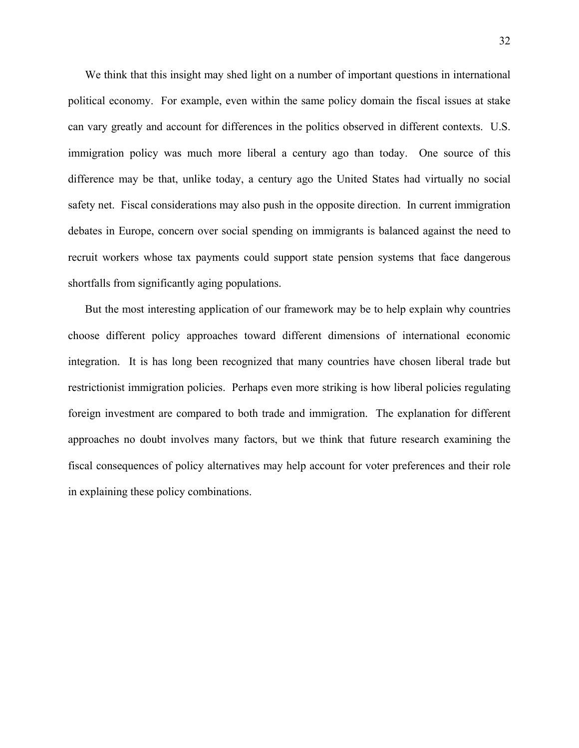We think that this insight may shed light on a number of important questions in international political economy. For example, even within the same policy domain the fiscal issues at stake can vary greatly and account for differences in the politics observed in different contexts. U.S. immigration policy was much more liberal a century ago than today. One source of this difference may be that, unlike today, a century ago the United States had virtually no social safety net. Fiscal considerations may also push in the opposite direction. In current immigration debates in Europe, concern over social spending on immigrants is balanced against the need to recruit workers whose tax payments could support state pension systems that face dangerous shortfalls from significantly aging populations.

But the most interesting application of our framework may be to help explain why countries choose different policy approaches toward different dimensions of international economic integration. It is has long been recognized that many countries have chosen liberal trade but restrictionist immigration policies. Perhaps even more striking is how liberal policies regulating foreign investment are compared to both trade and immigration. The explanation for different approaches no doubt involves many factors, but we think that future research examining the fiscal consequences of policy alternatives may help account for voter preferences and their role in explaining these policy combinations.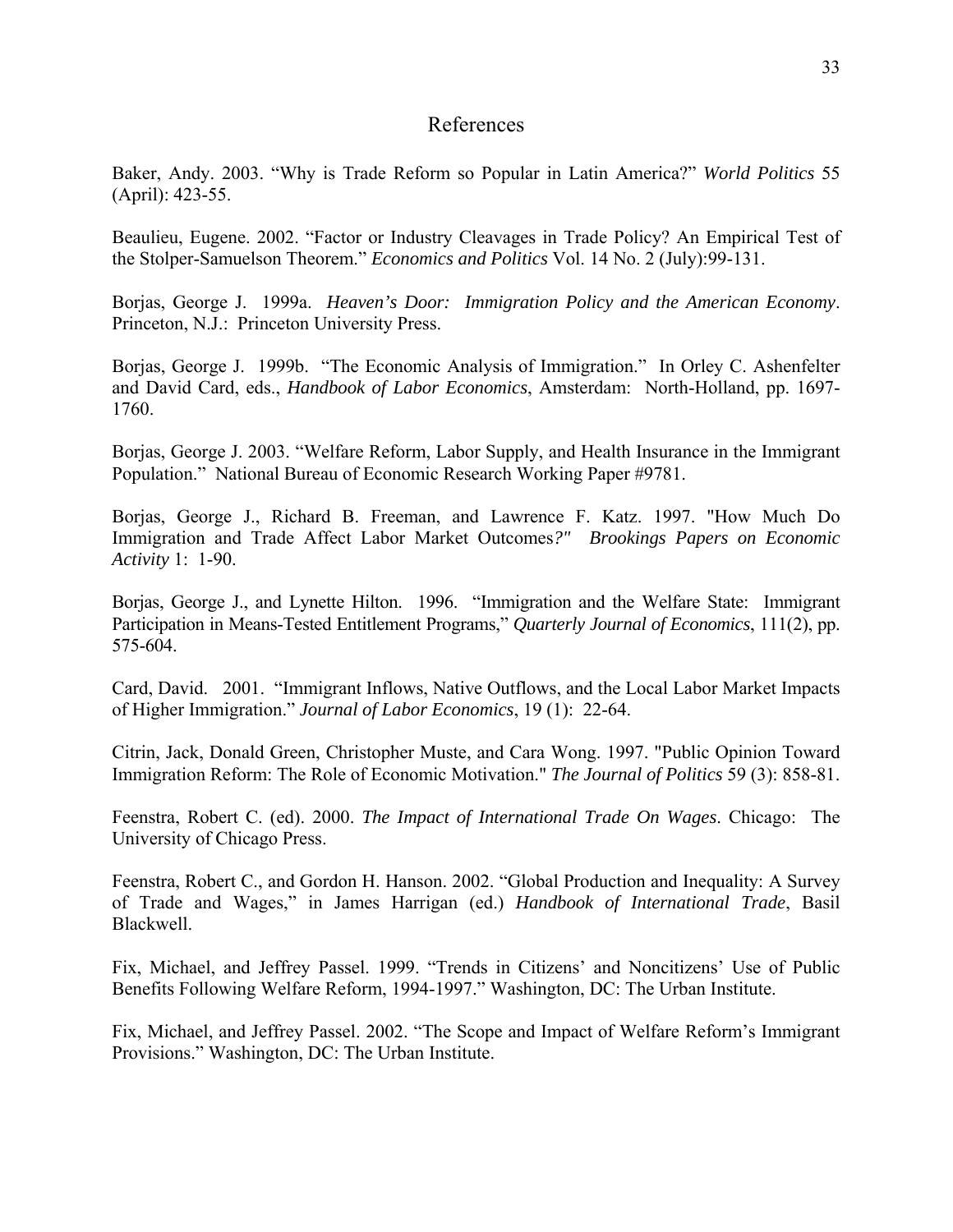# References

Baker, Andy. 2003. "Why is Trade Reform so Popular in Latin America?" *World Politics* 55 (April): 423-55.

Beaulieu, Eugene. 2002. "Factor or Industry Cleavages in Trade Policy? An Empirical Test of the Stolper-Samuelson Theorem." *Economics and Politics* Vol. 14 No. 2 (July):99-131.

Borjas, George J. 1999a. *Heaven's Door: Immigration Policy and the American Economy*. Princeton, N.J.: Princeton University Press.

Borjas, George J. 1999b. "The Economic Analysis of Immigration." In Orley C. Ashenfelter and David Card, eds., *Handbook of Labor Economics*, Amsterdam: North-Holland, pp. 1697-1760.

Borjas, George J. 2003. "Welfare Reform, Labor Supply, and Health Insurance in the Immigrant Population." National Bureau of Economic Research Working Paper #9781.

Borjas, George J., Richard B. Freeman, and Lawrence F. Katz. 1997. "How Much Do Immigration and Trade Affect Labor Market Outcomes*?" Brookings Papers on Economic Activity* 1: 1-90.

Borjas, George J., and Lynette Hilton. 1996. "Immigration and the Welfare State: Immigrant Participation in Means-Tested Entitlement Programs," *Quarterly Journal of Economics*, 111(2), pp. 575-604.

Card, David. 2001. "Immigrant Inflows, Native Outflows, and the Local Labor Market Impacts of Higher Immigration." *Journal of Labor Economics*, 19 (1): 22-64.

Citrin, Jack, Donald Green, Christopher Muste, and Cara Wong. 1997. "Public Opinion Toward Immigration Reform: The Role of Economic Motivation." *The Journal of Politics* 59 (3): 858-81.

Feenstra, Robert C. (ed). 2000. *The Impact of International Trade On Wages*. Chicago: The University of Chicago Press.

Feenstra, Robert C., and Gordon H. Hanson. 2002. "Global Production and Inequality: A Survey of Trade and Wages," in James Harrigan (ed.) *Handbook of International Trade*, Basil Blackwell.

Fix, Michael, and Jeffrey Passel. 1999. "Trends in Citizens' and Noncitizens' Use of Public Benefits Following Welfare Reform, 1994-1997." Washington, DC: The Urban Institute.

Fix, Michael, and Jeffrey Passel. 2002. "The Scope and Impact of Welfare Reform's Immigrant Provisions." Washington, DC: The Urban Institute.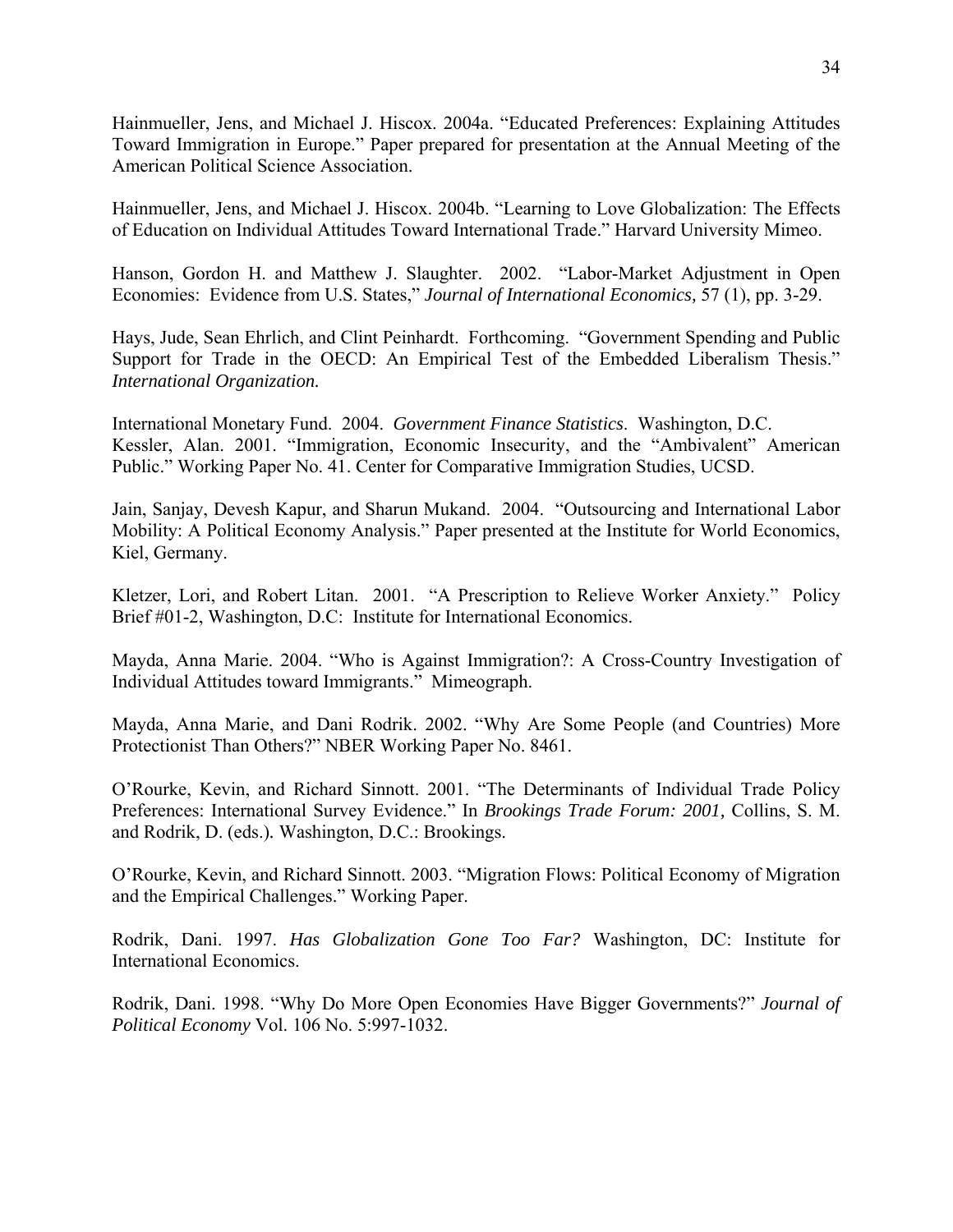Hainmueller, Jens, and Michael J. Hiscox. 2004a. "Educated Preferences: Explaining Attitudes Toward Immigration in Europe." Paper prepared for presentation at the Annual Meeting of the American Political Science Association.

Hainmueller, Jens, and Michael J. Hiscox. 2004b. "Learning to Love Globalization: The Effects of Education on Individual Attitudes Toward International Trade." Harvard University Mimeo.

Hanson, Gordon H. and Matthew J. Slaughter. 2002. "Labor-Market Adjustment in Open Economies: Evidence from U.S. States," *Journal of International Economics,* 57 (1), pp. 3-29.

Hays, Jude, Sean Ehrlich, and Clint Peinhardt. Forthcoming. "Government Spending and Public Support for Trade in the OECD: An Empirical Test of the Embedded Liberalism Thesis." *International Organization.*

International Monetary Fund. 2004. *Government Finance Statistics*. Washington, D.C.
Kessler, Alan. 2001. "Immigration, Economic Insecurity, and the "Ambivalent" American Public." Working Paper No. 41. Center for Comparative Immigration Studies, UCSD.

Jain, Sanjay, Devesh Kapur, and Sharun Mukand. 2004. "Outsourcing and International Labor Mobility: A Political Economy Analysis." Paper presented at the Institute for World Economics, Kiel, Germany.

Kletzer, Lori, and Robert Litan. 2001. "A Prescription to Relieve Worker Anxiety." Policy Brief #01-2, Washington, D.C: Institute for International Economics.

Mayda, Anna Marie. 2004. "Who is Against Immigration?: A Cross-Country Investigation of Individual Attitudes toward Immigrants." Mimeograph.

Mayda, Anna Marie, and Dani Rodrik. 2002. "Why Are Some People (and Countries) More Protectionist Than Others?" NBER Working Paper No. 8461.

O'Rourke, Kevin, and Richard Sinnott. 2001. "The Determinants of Individual Trade Policy Preferences: International Survey Evidence." In *Brookings Trade Forum: 2001,* Collins, S. M. and Rodrik, D. (eds.). Washington, D.C.: Brookings.

O'Rourke, Kevin, and Richard Sinnott. 2003. "Migration Flows: Political Economy of Migration and the Empirical Challenges." Working Paper.

Rodrik, Dani. 1997. *Has Globalization Gone Too Far?* Washington, DC: Institute for International Economics.

Rodrik, Dani. 1998. "Why Do More Open Economies Have Bigger Governments?" *Journal of Political Economy* Vol. 106 No. 5:997-1032.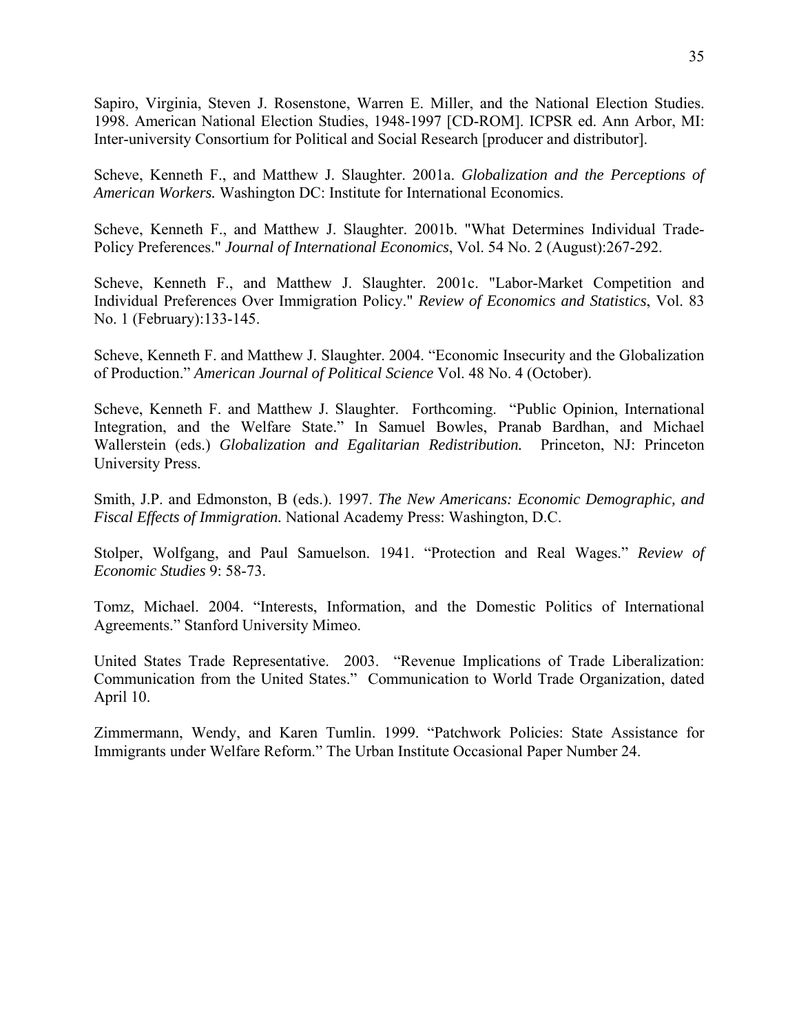Sapiro, Virginia, Steven J. Rosenstone, Warren E. Miller, and the National Election Studies. 1998. American National Election Studies, 1948-1997 [CD-ROM]. ICPSR ed. Ann Arbor, MI: Inter-university Consortium for Political and Social Research [producer and distributor].

Scheve, Kenneth F., and Matthew J. Slaughter. 2001a. *Globalization and the Perceptions of American Workers.* Washington DC: Institute for International Economics.

Scheve, Kenneth F., and Matthew J. Slaughter. 2001b. "What Determines Individual Trade-Policy Preferences." *Journal of International Economics*, Vol. 54 No. 2 (August):267-292.

Scheve, Kenneth F., and Matthew J. Slaughter. 2001c. "Labor-Market Competition and Individual Preferences Over Immigration Policy." *Review of Economics and Statistics*, Vol. 83 No. 1 (February):133-145.

Scheve, Kenneth F. and Matthew J. Slaughter. 2004. "Economic Insecurity and the Globalization of Production." *American Journal of Political Science* Vol. 48 No. 4 (October).

Scheve, Kenneth F. and Matthew J. Slaughter. Forthcoming. "Public Opinion, International Integration, and the Welfare State." In Samuel Bowles, Pranab Bardhan, and Michael Wallerstein (eds.) *Globalization and Egalitarian Redistribution.* Princeton, NJ: Princeton University Press.

Smith, J.P. and Edmonston, B (eds.). 1997. *The New Americans: Economic Demographic, and Fiscal Effects of Immigration.* National Academy Press: Washington, D.C.

Stolper, Wolfgang, and Paul Samuelson. 1941. "Protection and Real Wages." *Review of Economic Studies* 9: 58-73.

Tomz, Michael. 2004. "Interests, Information, and the Domestic Politics of International Agreements." Stanford University Mimeo.

United States Trade Representative. 2003. "Revenue Implications of Trade Liberalization: Communication from the United States." Communication to World Trade Organization, dated April 10.

Zimmermann, Wendy, and Karen Tumlin. 1999. "Patchwork Policies: State Assistance for Immigrants under Welfare Reform." The Urban Institute Occasional Paper Number 24.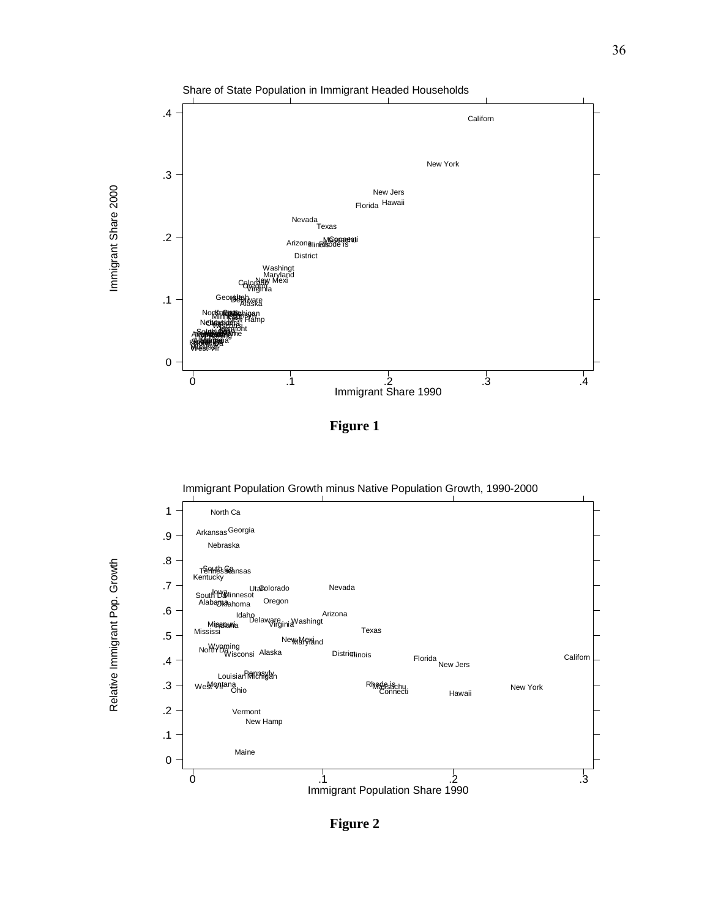Share of State Population in Immigrant Headed Households

**Figure 1**

Immigrant Population Growth minus Native Population Growth, 1990-2000

**Figure 2**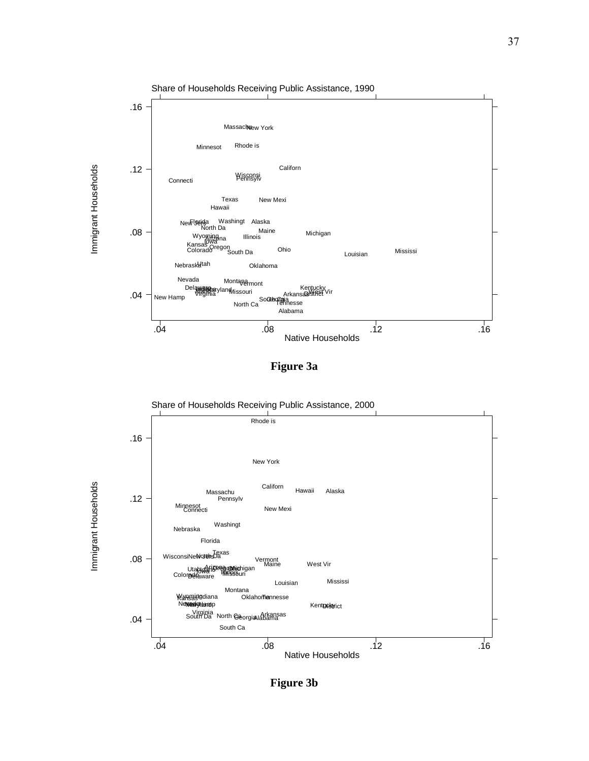Share of Households Receiving Public Assistance, 1990

**Figure 3a**

Share of Households Receiving Public Assistance, 2000

**Figure 3b**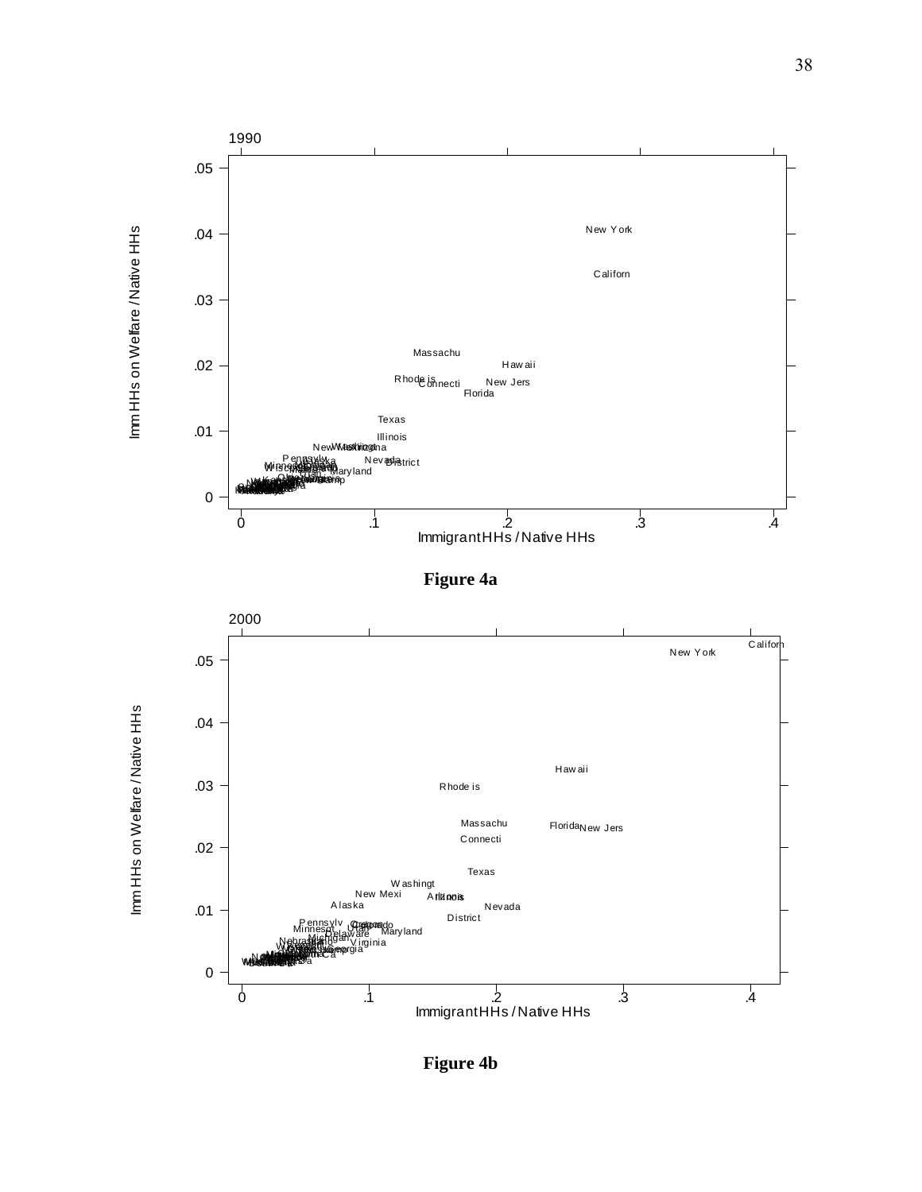Figure 4a

Figure 4b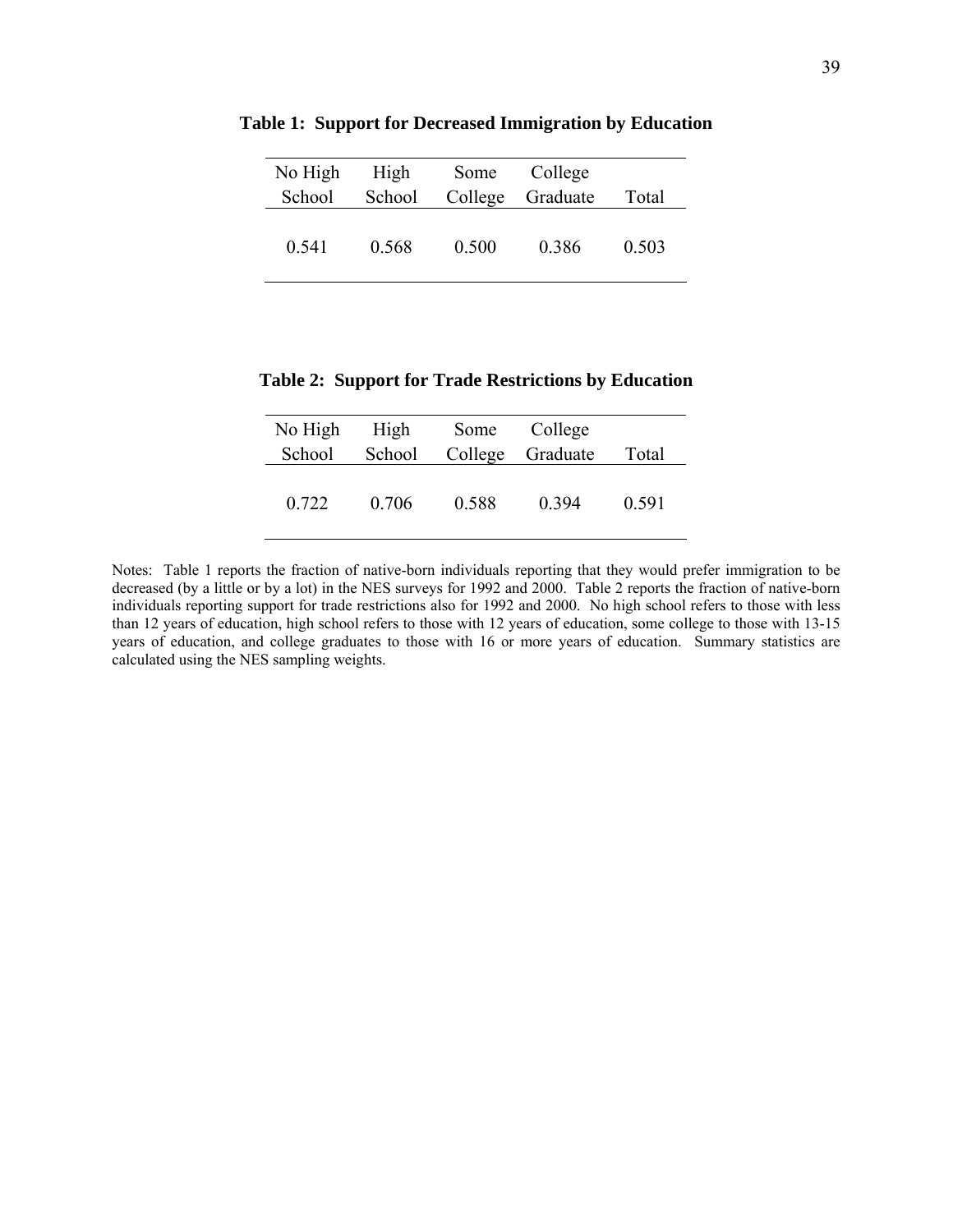**Table 1: Support for Decreased Immigration by Education**

| No High School | High School | Some College | College Graduate | Total |
|---|---|---|---|---|
| 0.541 | 0.568 | 0.500 | 0.386 | 0.503 |

**Table 2: Support for Trade Restrictions by Education**

| No High School | High School | Some College | College Graduate | Total |
|---|---|---|---|---|
| 0.722 | 0.706 | 0.588 | 0.394 | 0.591 |

Notes: Table 1 reports the fraction of native-born individuals reporting that they would prefer immigration to be decreased (by a little or by a lot) in the NES surveys for 1992 and 2000. Table 2 reports the fraction of native-born individuals reporting support for trade restrictions also for 1992 and 2000. No high school refers to those with less than 12 years of education, high school refers to those with 12 years of education, some college to those with 13-15 years of education, and college graduates to those with 16 or more years of education. Summary statistics are calculated using the NES sampling weights.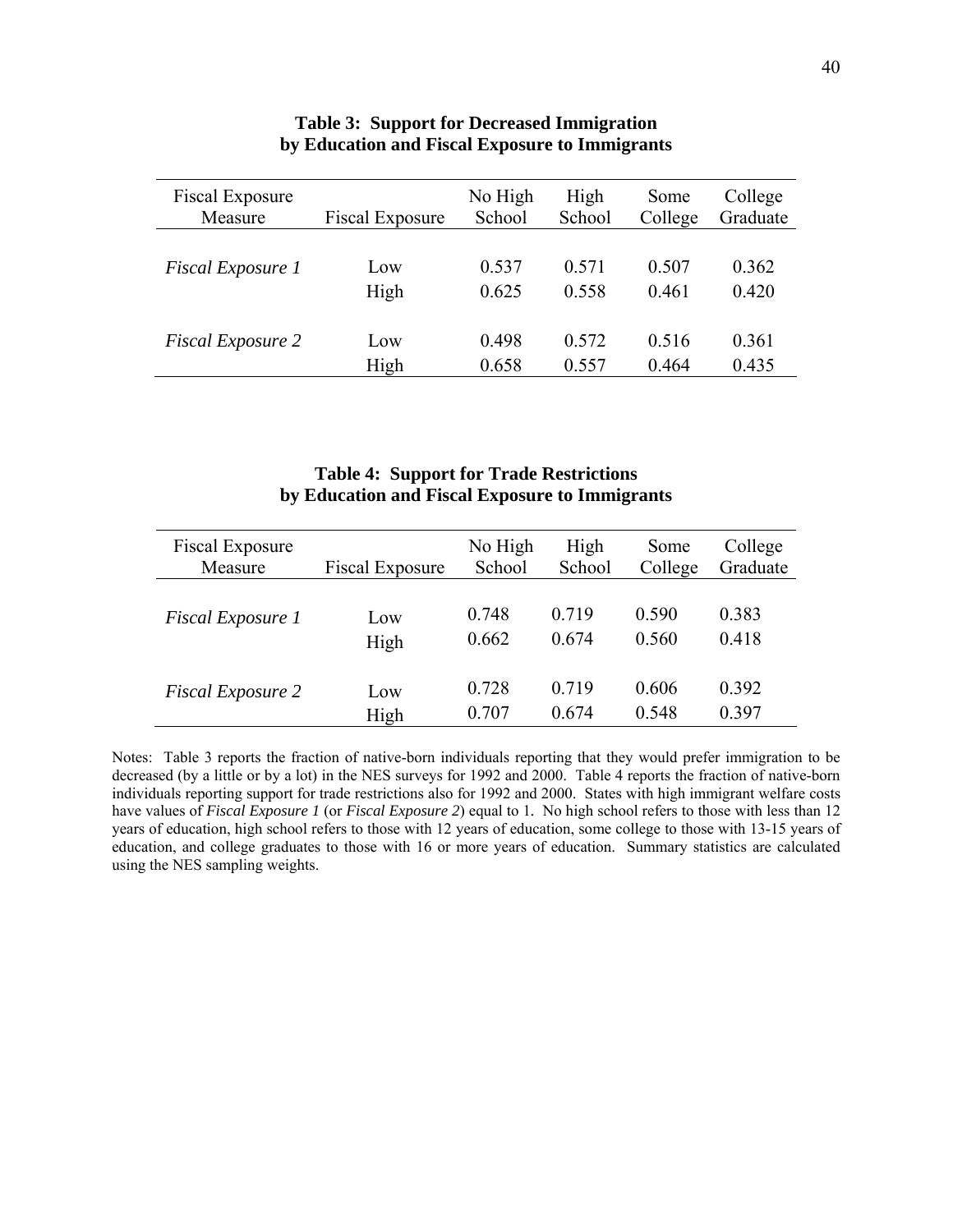**Table 3: Support for Decreased Immigration by Education and Fiscal Exposure to Immigrants**

| Fiscal Exposure Measure | Fiscal Exposure | No High School | High School | Some College | College Graduate |
|---|---|---|---|---|---|
| *Fiscal Exposure 1* | Low | 0.537 | 0.571 | 0.507 | 0.362 |
| | High | 0.625 | 0.558 | 0.461 | 0.420 |
| *Fiscal Exposure 2* | Low | 0.498 | 0.572 | 0.516 | 0.361 |
| | High | 0.658 | 0.557 | 0.464 | 0.435 |

**Table 4: Support for Trade Restrictions by Education and Fiscal Exposure to Immigrants**

| Fiscal Exposure Measure | Fiscal Exposure | No High School | High School | Some College | College Graduate |
|---|---|---|---|---|---|
| *Fiscal Exposure 1* | Low | 0.748 | 0.719 | 0.590 | 0.383 |
| | High | 0.662 | 0.674 | 0.560 | 0.418 |
| *Fiscal Exposure 2* | Low | 0.728 | 0.719 | 0.606 | 0.392 |
| | High | 0.707 | 0.674 | 0.548 | 0.397 |

Notes: Table 3 reports the fraction of native-born individuals reporting that they would prefer immigration to be decreased (by a little or by a lot) in the NES surveys for 1992 and 2000. Table 4 reports the fraction of native-born individuals reporting support for trade restrictions also for 1992 and 2000. States with high immigrant welfare costs have values of *Fiscal Exposure 1* (or *Fiscal Exposure 2*) equal to 1. No high school refers to those with less than 12 years of education, high school refers to those with 12 years of education, some college to those with 13-15 years of education, and college graduates to those with 16 or more years of education. Summary statistics are calculated using the NES sampling weights.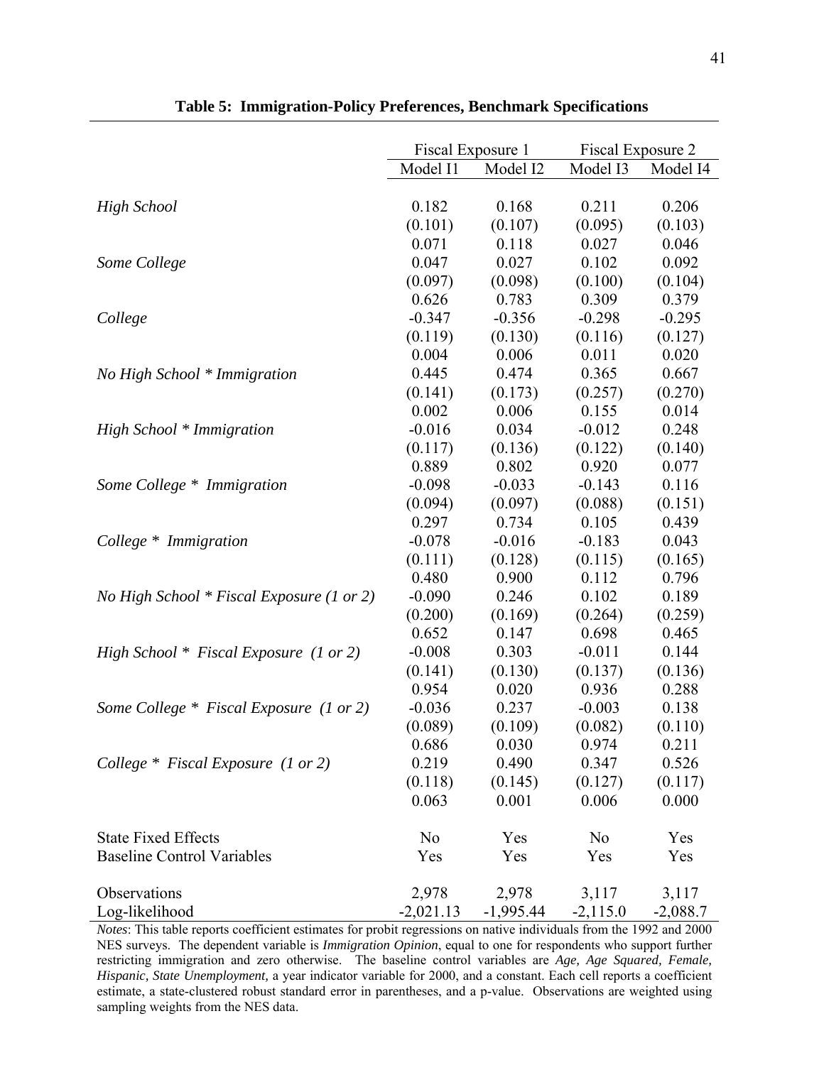**Table 5: Immigration-Policy Preferences, Benchmark Specifications**

| | Fiscal Exposure 1 | | Fiscal Exposure 2 | |
|---|---|---|---|---|
| | Model I1 | Model I2 | Model I3 | Model I4 |
| *High School* | 0.182 | 0.168 | 0.211 | 0.206 |
| | (0.101) | (0.107) | (0.095) | (0.103) |
| | 0.071 | 0.118 | 0.027 | 0.046 |
| *Some College* | 0.047 | 0.027 | 0.102 | 0.092 |
| | (0.097) | (0.098) | (0.100) | (0.104) |
| | 0.626 | 0.783 | 0.309 | 0.379 |
| *College* | -0.347 | -0.356 | -0.298 | -0.295 |
| | (0.119) | (0.130) | (0.116) | (0.127) |
| | 0.004 | 0.006 | 0.011 | 0.020 |
| *No High School * Immigration* | 0.445 | 0.474 | 0.365 | 0.667 |
| | (0.141) | (0.173) | (0.257) | (0.270) |
| | 0.002 | 0.006 | 0.155 | 0.014 |
| *High School * Immigration* | -0.016 | 0.034 | -0.012 | 0.248 |
| | (0.117) | (0.136) | (0.122) | (0.140) |
| | 0.889 | 0.802 | 0.920 | 0.077 |
| *Some College * Immigration* | -0.098 | -0.033 | -0.143 | 0.116 |
| | (0.094) | (0.097) | (0.088) | (0.151) |
| | 0.297 | 0.734 | 0.105 | 0.439 |
| *College * Immigration* | -0.078 | -0.016 | -0.183 | 0.043 |
| | (0.111) | (0.128) | (0.115) | (0.165) |
| | 0.480 | 0.900 | 0.112 | 0.796 |
| *No High School * Fiscal Exposure (1 or 2)* | -0.090 | 0.246 | 0.102 | 0.189 |
| | (0.200) | (0.169) | (0.264) | (0.259) |
| | 0.652 | 0.147 | 0.698 | 0.465 |
| *High School * Fiscal Exposure (1 or 2)* | -0.008 | 0.303 | -0.011 | 0.144 |
| | (0.141) | (0.130) | (0.137) | (0.136) |
| | 0.954 | 0.020 | 0.936 | 0.288 |
| *Some College * Fiscal Exposure (1 or 2)* | -0.036 | 0.237 | -0.003 | 0.138 |
| | (0.089) | (0.109) | (0.082) | (0.110) |
| | 0.686 | 0.030 | 0.974 | 0.211 |
| *College * Fiscal Exposure (1 or 2)* | 0.219 | 0.490 | 0.347 | 0.526 |
| | (0.118) | (0.145) | (0.127) | (0.117) |
| | 0.063 | 0.001 | 0.006 | 0.000 |
| State Fixed Effects | No | Yes | No | Yes |
| Baseline Control Variables | Yes | Yes | Yes | Yes |
| Observations | 2,978 | 2,978 | 3,117 | 3,117 |
| Log-likelihood | -2,021.13 | -1,995.44 | -2,115.0 | -2,088.7 |

*Notes*: This table reports coefficient estimates for probit regressions on native individuals from the 1992 and 2000 NES surveys. The dependent variable is *Immigration Opinion*, equal to one for respondents who support further restricting immigration and zero otherwise. The baseline control variables are *Age, Age Squared, Female, Hispanic, State Unemployment,* a year indicator variable for 2000, and a constant. Each cell reports a coefficient estimate, a state-clustered robust standard error in parentheses, and a p-value. Observations are weighted using sampling weights from the NES data.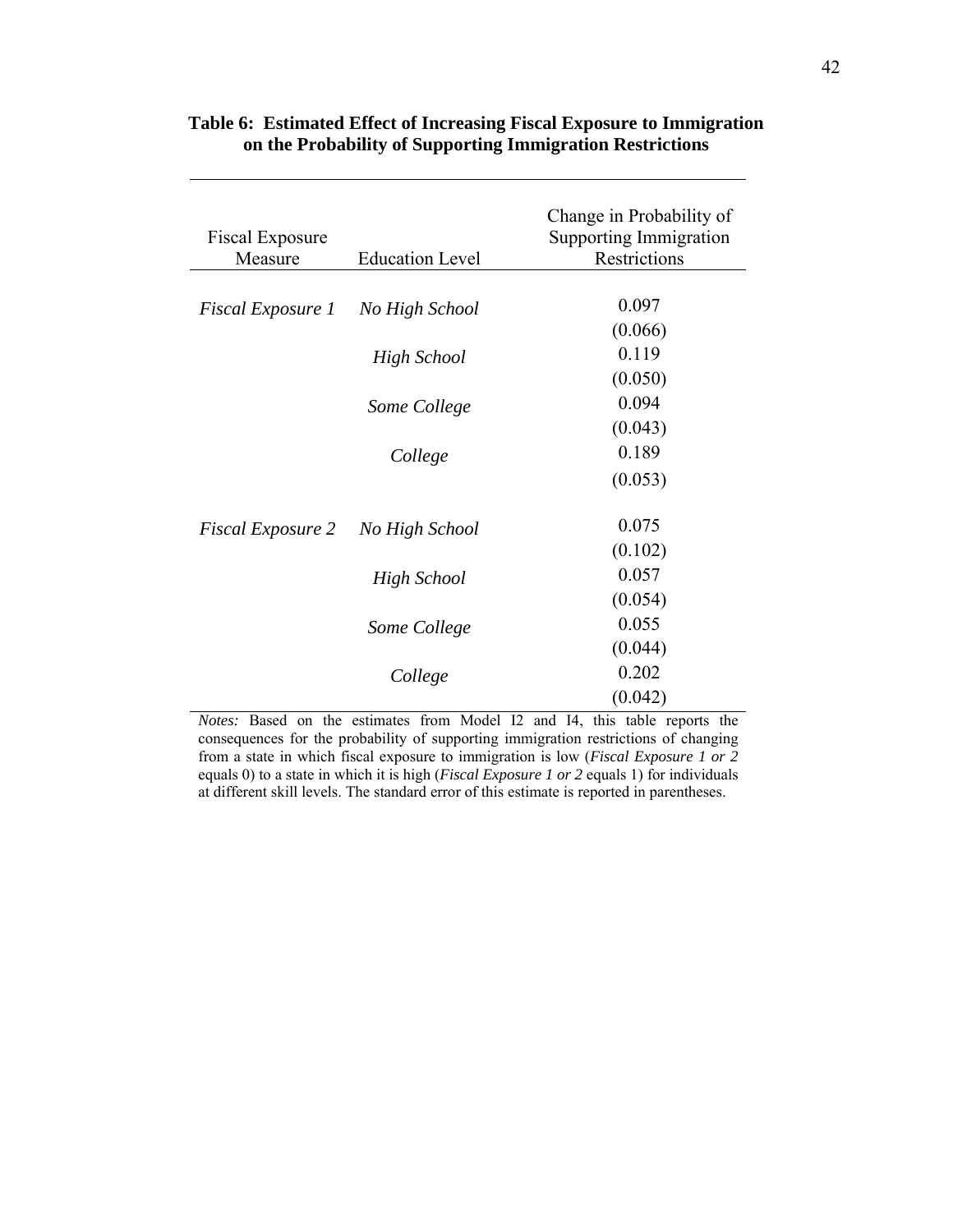**Table 6: Estimated Effect of Increasing Fiscal Exposure to Immigration on the Probability of Supporting Immigration Restrictions**

| Fiscal Exposure Measure | Education Level | Change in Probability of Supporting Immigration Restrictions |
|---|---|---|
| *Fiscal Exposure 1* | *No High School* | 0.097 |
| | | (0.066) |
| | *High School* | 0.119 |
| | | (0.050) |
| | *Some College* | 0.094 |
| | | (0.043) |
| | *College* | 0.189 |
| | | (0.053) |
| *Fiscal Exposure 2* | *No High School* | 0.075 |
| | | (0.102) |
| | *High School* | 0.057 |
| | | (0.054) |
| | *Some College* | 0.055 |
| | | (0.044) |
| | *College* | 0.202 |
| | | (0.042) |

*Notes:* Based on the estimates from Model I2 and I4, this table reports the consequences for the probability of supporting immigration restrictions of changing from a state in which fiscal exposure to immigration is low (*Fiscal Exposure 1 or 2* equals 0) to a state in which it is high (*Fiscal Exposure 1 or 2* equals 1) for individuals at different skill levels. The standard error of this estimate is reported in parentheses.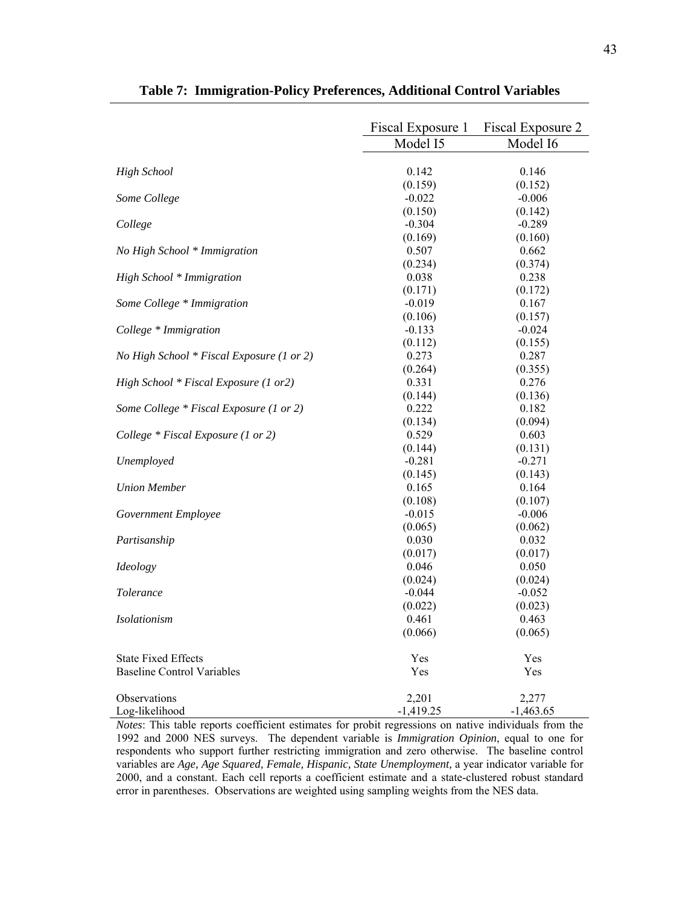**Table 7: Immigration-Policy Preferences, Additional Control Variables**

| | Fiscal Exposure 1 | Fiscal Exposure 2 |
|---|---|---|
| | Model I5 | Model I6 |
| *High School* | 0.142 | 0.146 |
| | (0.159) | (0.152) |
| *Some College* | -0.022 | -0.006 |
| | (0.150) | (0.142) |
| *College* | -0.304 | -0.289 |
| | (0.169) | (0.160) |
| *No High School * Immigration* | 0.507 | 0.662 |
| | (0.234) | (0.374) |
| *High School * Immigration* | 0.038 | 0.238 |
| | (0.171) | (0.172) |
| *Some College * Immigration* | -0.019 | 0.167 |
| | (0.106) | (0.157) |
| *College * Immigration* | -0.133 | -0.024 |
| | (0.112) | (0.155) |
| *No High School * Fiscal Exposure (1 or 2)* | 0.273 | 0.287 |
| | (0.264) | (0.355) |
| *High School * Fiscal Exposure (1 or2)* | 0.331 | 0.276 |
| | (0.144) | (0.136) |
| *Some College * Fiscal Exposure (1 or 2)* | 0.222 | 0.182 |
| | (0.134) | (0.094) |
| *College * Fiscal Exposure (1 or 2)* | 0.529 | 0.603 |
| | (0.144) | (0.131) |
| *Unemployed* | -0.281 | -0.271 |
| | (0.145) | (0.143) |
| *Union Member* | 0.165 | 0.164 |
| | (0.108) | (0.107) |
| *Government Employee* | -0.015 | -0.006 |
| | (0.065) | (0.062) |
| *Partisanship* | 0.030 | 0.032 |
| | (0.017) | (0.017) |
| *Ideology* | 0.046 | 0.050 |
| | (0.024) | (0.024) |
| *Tolerance* | -0.044 | -0.052 |
| | (0.022) | (0.023) |
| *Isolationism* | 0.461 | 0.463 |
| | (0.066) | (0.065) |
| State Fixed Effects | Yes | Yes |
| Baseline Control Variables | Yes | Yes |
| Observations | 2,201 | 2,277 |
| Log-likelihood | -1,419.25 | -1,463.65 |

*Notes*: This table reports coefficient estimates for probit regressions on native individuals from the 1992 and 2000 NES surveys. The dependent variable is *Immigration Opinion*, equal to one for respondents who support further restricting immigration and zero otherwise. The baseline control variables are *Age, Age Squared, Female, Hispanic, State Unemployment,* a year indicator variable for 2000, and a constant. Each cell reports a coefficient estimate and a state-clustered robust standard error in parentheses. Observations are weighted using sampling weights from the NES data.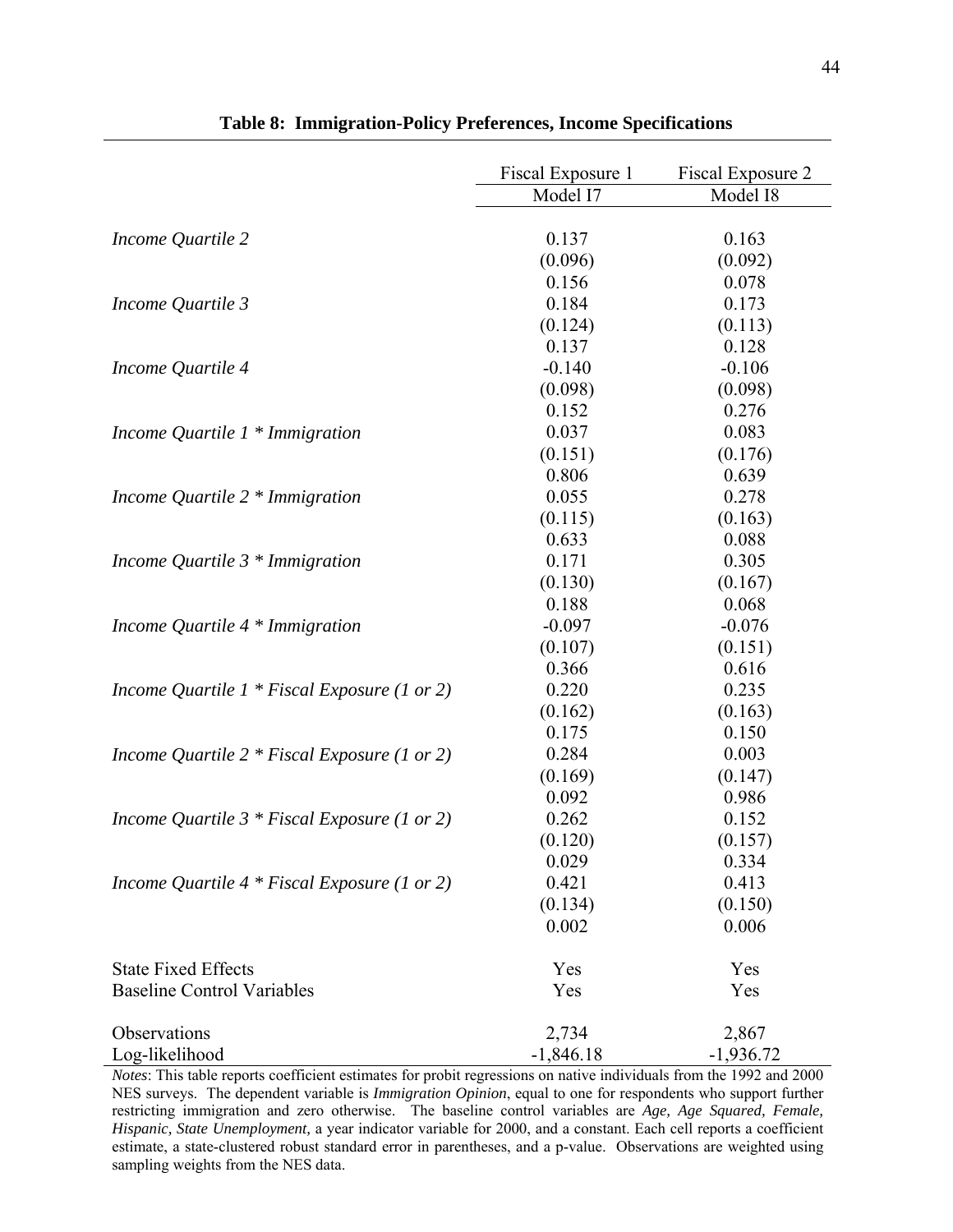**Table 8: Immigration-Policy Preferences, Income Specifications**

| | Fiscal Exposure 1 | Fiscal Exposure 2 |
|---|---|---|
| | Model I7 | Model I8 |
| *Income Quartile 2* | 0.137 | 0.163 |
| | (0.096) | (0.092) |
| | 0.156 | 0.078 |
| *Income Quartile 3* | 0.184 | 0.173 |
| | (0.124) | (0.113) |
| | 0.137 | 0.128 |
| *Income Quartile 4* | -0.140 | -0.106 |
| | (0.098) | (0.098) |
| | 0.152 | 0.276 |
| *Income Quartile 1 * Immigration* | 0.037 | 0.083 |
| | (0.151) | (0.176) |
| | 0.806 | 0.639 |
| *Income Quartile 2 * Immigration* | 0.055 | 0.278 |
| | (0.115) | (0.163) |
| | 0.633 | 0.088 |
| *Income Quartile 3 * Immigration* | 0.171 | 0.305 |
| | (0.130) | (0.167) |
| | 0.188 | 0.068 |
| *Income Quartile 4 * Immigration* | -0.097 | -0.076 |
| | (0.107) | (0.151) |
| | 0.366 | 0.616 |
| *Income Quartile 1 * Fiscal Exposure (1 or 2)* | 0.220 | 0.235 |
| | (0.162) | (0.163) |
| | 0.175 | 0.150 |
| *Income Quartile 2 * Fiscal Exposure (1 or 2)* | 0.284 | 0.003 |
| | (0.169) | (0.147) |
| | 0.092 | 0.986 |
| *Income Quartile 3 * Fiscal Exposure (1 or 2)* | 0.262 | 0.152 |
| | (0.120) | (0.157) |
| | 0.029 | 0.334 |
| *Income Quartile 4 * Fiscal Exposure (1 or 2)* | 0.421 | 0.413 |
| | (0.134) | (0.150) |
| | 0.002 | 0.006 |
| State Fixed Effects | Yes | Yes |
| Baseline Control Variables | Yes | Yes |
| Observations | 2,734 | 2,867 |
| Log-likelihood | -1,846.18 | -1,936.72 |

*Notes*: This table reports coefficient estimates for probit regressions on native individuals from the 1992 and 2000 NES surveys. The dependent variable is *Immigration Opinion*, equal to one for respondents who support further restricting immigration and zero otherwise. The baseline control variables are *Age, Age Squared, Female, Hispanic, State Unemployment,* a year indicator variable for 2000, and a constant. Each cell reports a coefficient estimate, a state-clustered robust standard error in parentheses, and a p-value. Observations are weighted using sampling weights from the NES data.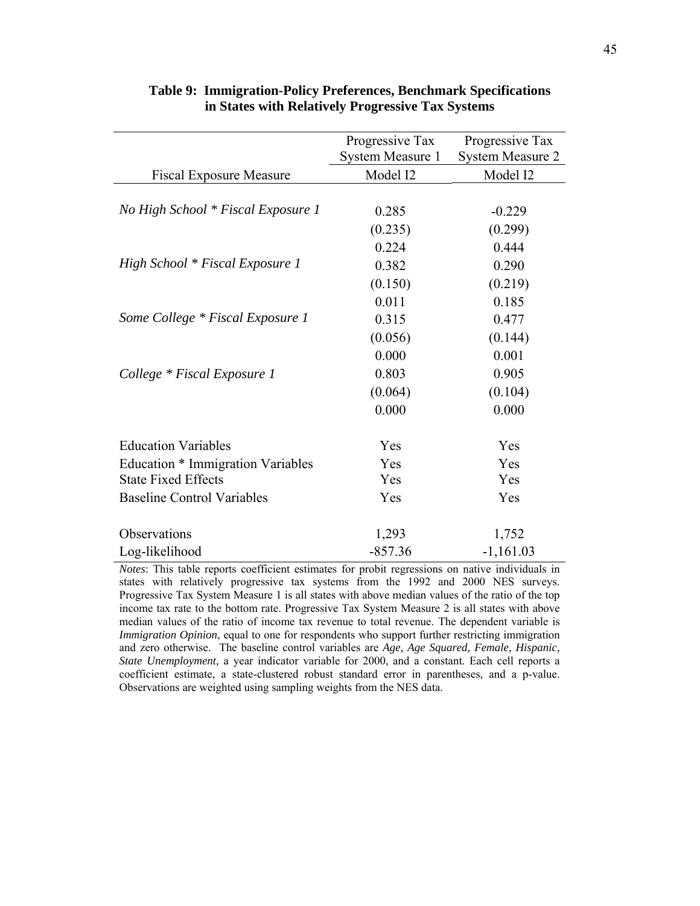**Table 9: Immigration-Policy Preferences, Benchmark Specifications in States with Relatively Progressive Tax Systems**

| | Progressive Tax System Measure 1 | Progressive Tax System Measure 2 |
|---|---|---|
| Fiscal Exposure Measure | Model I2 | Model I2 |
| *No High School * Fiscal Exposure 1* | 0.285 | -0.229 |
| | (0.235) | (0.299) |
| | 0.224 | 0.444 |
| *High School * Fiscal Exposure 1* | 0.382 | 0.290 |
| | (0.150) | (0.219) |
| | 0.011 | 0.185 |
| *Some College * Fiscal Exposure 1* | 0.315 | 0.477 |
| | (0.056) | (0.144) |
| | 0.000 | 0.001 |
| *College * Fiscal Exposure 1* | 0.803 | 0.905 |
| | (0.064) | (0.104) |
| | 0.000 | 0.000 |
| Education Variables | Yes | Yes |
| Education * Immigration Variables | Yes | Yes |
| State Fixed Effects | Yes | Yes |
| Baseline Control Variables | Yes | Yes |
| Observations | 1,293 | 1,752 |
| Log-likelihood | -857.36 | -1,161.03 |

*Notes*: This table reports coefficient estimates for probit regressions on native individuals in states with relatively progressive tax systems from the 1992 and 2000 NES surveys. Progressive Tax System Measure 1 is all states with above median values of the ratio of the top income tax rate to the bottom rate. Progressive Tax System Measure 2 is all states with above median values of the ratio of income tax revenue to total revenue. The dependent variable is *Immigration Opinion*, equal to one for respondents who support further restricting immigration and zero otherwise. The baseline control variables are *Age, Age Squared, Female, Hispanic, State Unemployment,* a year indicator variable for 2000, and a constant. Each cell reports a coefficient estimate, a state-clustered robust standard error in parentheses, and a p-value. Observations are weighted using sampling weights from the NES data.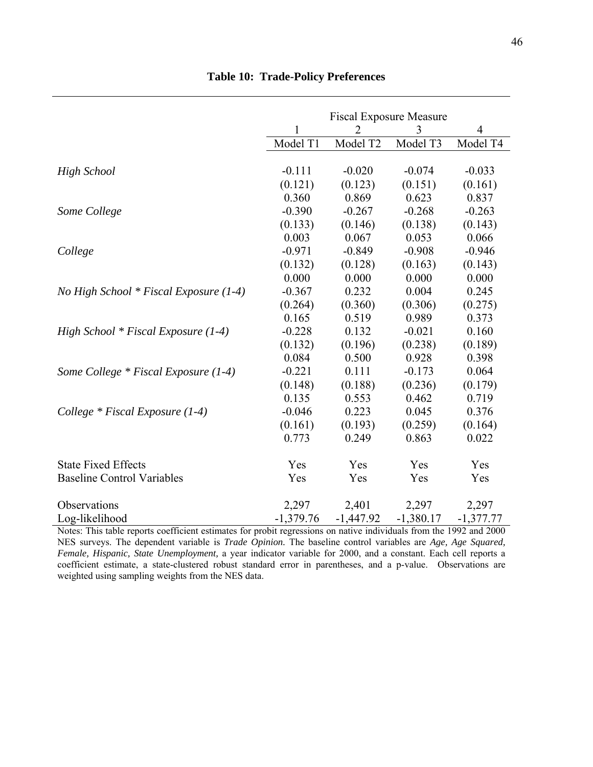**Table 10: Trade-Policy Preferences**

| | Fiscal Exposure Measure | | | |
|---|---|---|---|---|
| | 1 | 2 | 3 | 4 |
| | Model T1 | Model T2 | Model T3 | Model T4 |
| *High School* | -0.111 | -0.020 | -0.074 | -0.033 |
| | (0.121) | (0.123) | (0.151) | (0.161) |
| | 0.360 | 0.869 | 0.623 | 0.837 |
| *Some College* | -0.390 | -0.267 | -0.268 | -0.263 |
| | (0.133) | (0.146) | (0.138) | (0.143) |
| | 0.003 | 0.067 | 0.053 | 0.066 |
| *College* | -0.971 | -0.849 | -0.908 | -0.946 |
| | (0.132) | (0.128) | (0.163) | (0.143) |
| | 0.000 | 0.000 | 0.000 | 0.000 |
| *No High School * Fiscal Exposure (1-4)* | -0.367 | 0.232 | 0.004 | 0.245 |
| | (0.264) | (0.360) | (0.306) | (0.275) |
| | 0.165 | 0.519 | 0.989 | 0.373 |
| *High School * Fiscal Exposure (1-4)* | -0.228 | 0.132 | -0.021 | 0.160 |
| | (0.132) | (0.196) | (0.238) | (0.189) |
| | 0.084 | 0.500 | 0.928 | 0.398 |
| *Some College * Fiscal Exposure (1-4)* | -0.221 | 0.111 | -0.173 | 0.064 |
| | (0.148) | (0.188) | (0.236) | (0.179) |
| | 0.135 | 0.553 | 0.462 | 0.719 |
| *College * Fiscal Exposure (1-4)* | -0.046 | 0.223 | 0.045 | 0.376 |
| | (0.161) | (0.193) | (0.259) | (0.164) |
| | 0.773 | 0.249 | 0.863 | 0.022 |
| State Fixed Effects | Yes | Yes | Yes | Yes |
| Baseline Control Variables | Yes | Yes | Yes | Yes |
| Observations | 2,297 | 2,401 | 2,297 | 2,297 |
| Log-likelihood | -1,379.76 | -1,447.92 | -1,380.17 | -1,377.77 |

Notes: This table reports coefficient estimates for probit regressions on native individuals from the 1992 and 2000 NES surveys. The dependent variable is *Trade Opinion.* The baseline control variables are *Age, Age Squared, Female, Hispanic, State Unemployment,* a year indicator variable for 2000, and a constant. Each cell reports a coefficient estimate, a state-clustered robust standard error in parentheses, and a p-value. Observations are weighted using sampling weights from the NES data.